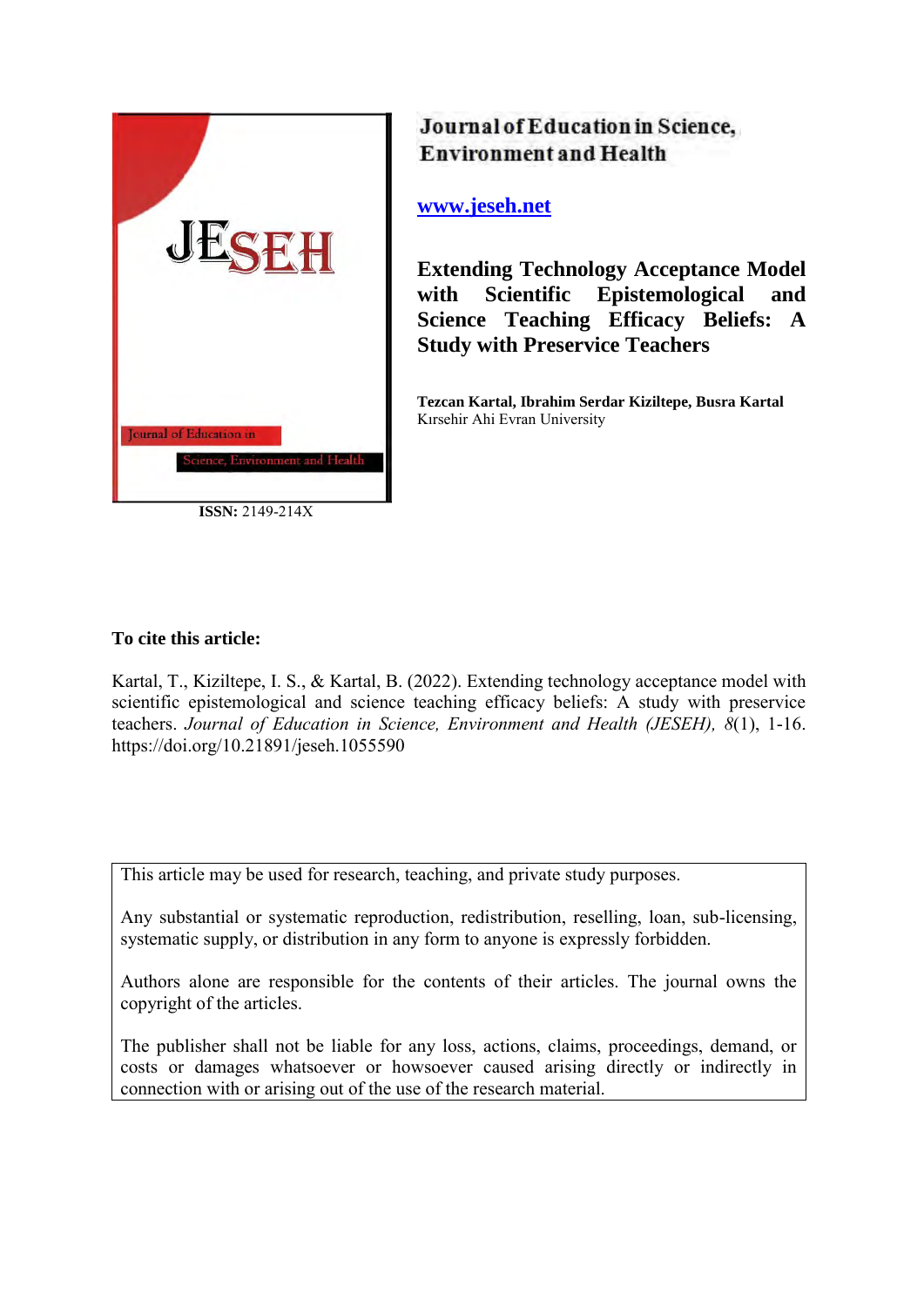JESEH

Journal of Education in Science, Environment and Health

**ISSN:** 2149-214X

**Journal of Education in Science, Environment and Health**

[www.jeseh.net](http://www.jeseh.net)

# Extending Technology Acceptance Model with Scientific Epistemological and Science Teaching Efficacy Beliefs: A Study with Preservice Teachers

**Tezcan Kartal, Ibrahim Serdar Kiziltepe, Busra Kartal**
Kırsehir Ahi Evran University

**To cite this article:**

Kartal, T., Kiziltepe, I. S., & Kartal, B. (2022). Extending technology acceptance model with scientific epistemological and science teaching efficacy beliefs: A study with preservice teachers. *Journal of Education in Science, Environment and Health (JESEH), 8*(1), 1-16. https://doi.org/10.21891/jeseh.1055590

This article may be used for research, teaching, and private study purposes.

Any substantial or systematic reproduction, redistribution, reselling, loan, sub-licensing, systematic supply, or distribution in any form to anyone is expressly forbidden.

Authors alone are responsible for the contents of their articles. The journal owns the copyright of the articles.

The publisher shall not be liable for any loss, actions, claims, proceedings, demand, or costs or damages whatsoever or howsoever caused arising directly or indirectly in connection with or arising out of the use of the research material.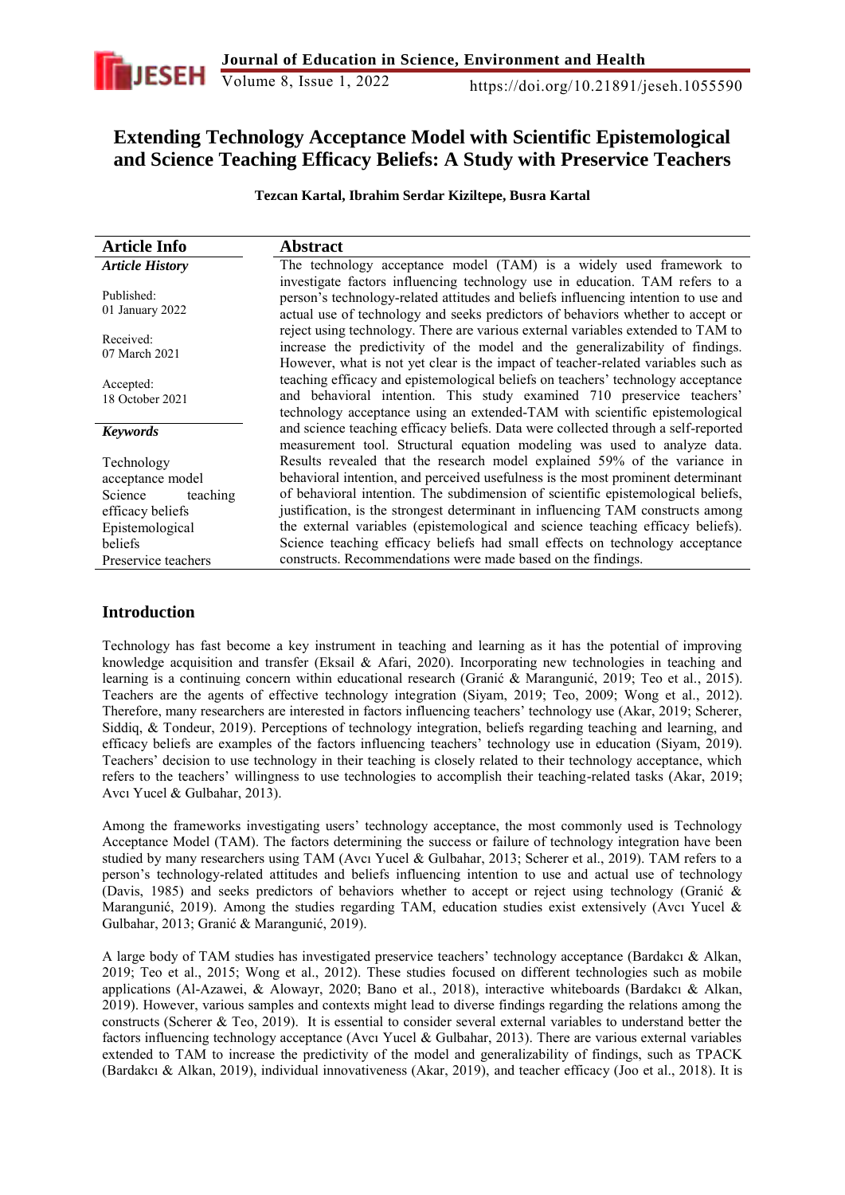# Extending Technology Acceptance Model with Scientific Epistemological and Science Teaching Efficacy Beliefs: A Study with Preservice Teachers

**Tezcan Kartal, Ibrahim Serdar Kiziltepe, Busra Kartal**

| Article Info | Abstract |
|---|---|
| ***Article History*** <br><br> Published: 01 January 2022 <br><br> Received: 07 March 2021 <br><br> Accepted: 18 October 2021 <br><br> ***Keywords*** <br><br> Technology acceptance model <br> Science teaching efficacy beliefs <br> Epistemological beliefs <br> Preservice teachers | The technology acceptance model (TAM) is a widely used framework to investigate factors influencing technology use in education. TAM refers to a person's technology-related attitudes and beliefs influencing intention to use and actual use of technology and seeks predictors of behaviors whether to accept or reject using technology. There are various external variables extended to TAM to increase the predictivity of the model and the generalizability of findings. However, what is not yet clear is the impact of teacher-related variables such as teaching efficacy and epistemological beliefs on teachers' technology acceptance and behavioral intention. This study examined 710 preservice teachers' technology acceptance using an extended-TAM with scientific epistemological and science teaching efficacy beliefs. Data were collected through a self-reported measurement tool. Structural equation modeling was used to analyze data. Results revealed that the research model explained 59% of the variance in behavioral intention, and perceived usefulness is the most prominent determinant of behavioral intention. The subdimension of scientific epistemological beliefs, justification, is the strongest determinant in influencing TAM constructs among the external variables (epistemological and science teaching efficacy beliefs). Science teaching efficacy beliefs had small effects on technology acceptance constructs. Recommendations were made based on the findings. |

## Introduction

Technology has fast become a key instrument in teaching and learning as it has the potential of improving knowledge acquisition and transfer (Eksail & Afari, 2020). Incorporating new technologies in teaching and learning is a continuing concern within educational research (Granić & Marangunić, 2019; Teo et al., 2015). Teachers are the agents of effective technology integration (Siyam, 2019; Teo, 2009; Wong et al., 2012). Therefore, many researchers are interested in factors influencing teachers' technology use (Akar, 2019; Scherer, Siddiq, & Tondeur, 2019). Perceptions of technology integration, beliefs regarding teaching and learning, and efficacy beliefs are examples of the factors influencing teachers' technology use in education (Siyam, 2019). Teachers' decision to use technology in their teaching is closely related to their technology acceptance, which refers to the teachers' willingness to use technologies to accomplish their teaching-related tasks (Akar, 2019; Avcı Yucel & Gulbahar, 2013).

Among the frameworks investigating users' technology acceptance, the most commonly used is Technology Acceptance Model (TAM). The factors determining the success or failure of technology integration have been studied by many researchers using TAM (Avcı Yucel & Gulbahar, 2013; Scherer et al., 2019). TAM refers to a person's technology-related attitudes and beliefs influencing intention to use and actual use of technology (Davis, 1985) and seeks predictors of behaviors whether to accept or reject using technology (Granić & Marangunić, 2019). Among the studies regarding TAM, education studies exist extensively (Avcı Yucel & Gulbahar, 2013; Granić & Marangunić, 2019).

A large body of TAM studies has investigated preservice teachers' technology acceptance (Bardakcı & Alkan, 2019; Teo et al., 2015; Wong et al., 2012). These studies focused on different technologies such as mobile applications (Al-Azawei, & Alowayr, 2020; Bano et al., 2018), interactive whiteboards (Bardakcı & Alkan, 2019). However, various samples and contexts might lead to diverse findings regarding the relations among the constructs (Scherer & Teo, 2019). It is essential to consider several external variables to understand better the factors influencing technology acceptance (Avcı Yucel & Gulbahar, 2013). There are various external variables extended to TAM to increase the predictivity of the model and generalizability of findings, such as TPACK (Bardakcı & Alkan, 2019), individual innovativeness (Akar, 2019), and teacher efficacy (Joo et al., 2018). It is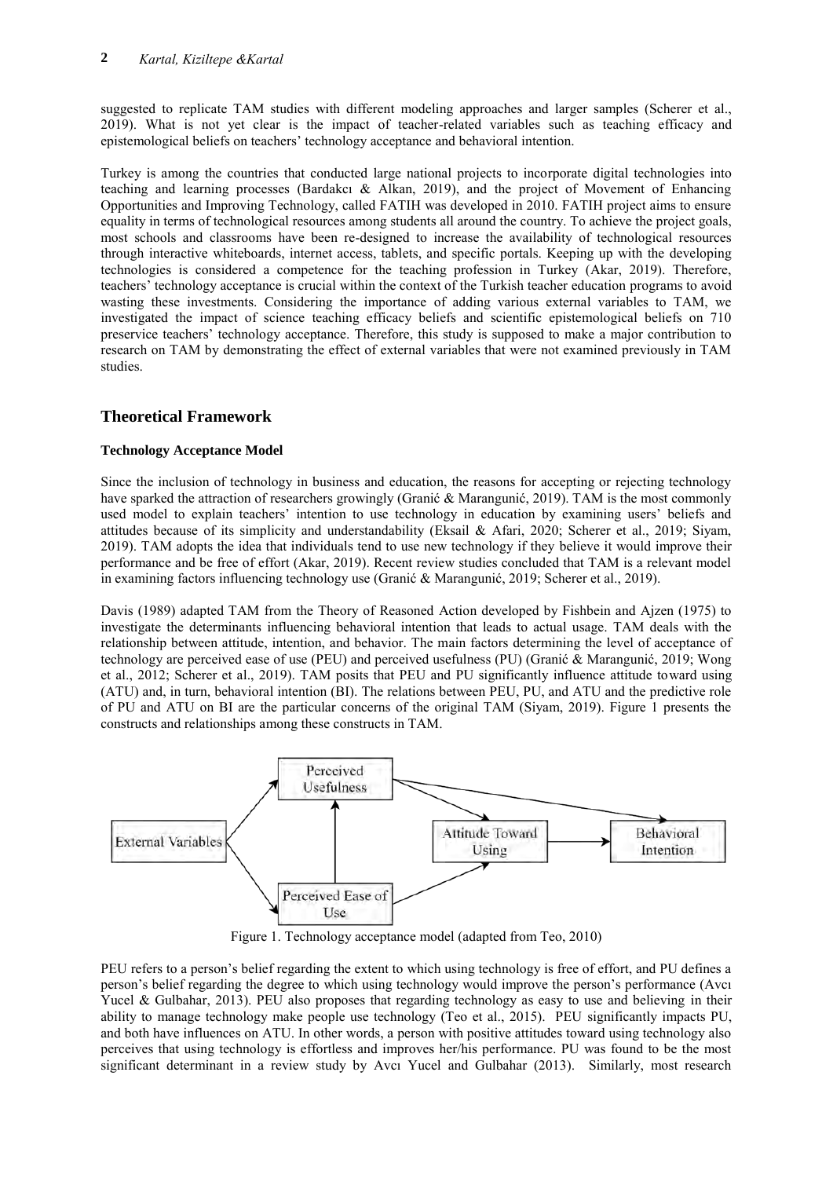suggested to replicate TAM studies with different modeling approaches and larger samples (Scherer et al., 2019). What is not yet clear is the impact of teacher-related variables such as teaching efficacy and epistemological beliefs on teachers' technology acceptance and behavioral intention.

Turkey is among the countries that conducted large national projects to incorporate digital technologies into teaching and learning processes (Bardakcı & Alkan, 2019), and the project of Movement of Enhancing Opportunities and Improving Technology, called FATIH was developed in 2010. FATIH project aims to ensure equality in terms of technological resources among students all around the country. To achieve the project goals, most schools and classrooms have been re-designed to increase the availability of technological resources through interactive whiteboards, internet access, tablets, and specific portals. Keeping up with the developing technologies is considered a competence for the teaching profession in Turkey (Akar, 2019). Therefore, teachers' technology acceptance is crucial within the context of the Turkish teacher education programs to avoid wasting these investments. Considering the importance of adding various external variables to TAM, we investigated the impact of science teaching efficacy beliefs and scientific epistemological beliefs on 710 preservice teachers' technology acceptance. Therefore, this study is supposed to make a major contribution to research on TAM by demonstrating the effect of external variables that were not examined previously in TAM studies.

## Theoretical Framework

### Technology Acceptance Model

Since the inclusion of technology in business and education, the reasons for accepting or rejecting technology have sparked the attraction of researchers growingly (Granić & Marangunić, 2019). TAM is the most commonly used model to explain teachers' intention to use technology in education by examining users' beliefs and attitudes because of its simplicity and understandability (Eksail & Afari, 2020; Scherer et al., 2019; Siyam, 2019). TAM adopts the idea that individuals tend to use new technology if they believe it would improve their performance and be free of effort (Akar, 2019). Recent review studies concluded that TAM is a relevant model in examining factors influencing technology use (Granić & Marangunić, 2019; Scherer et al., 2019).

Davis (1989) adapted TAM from the Theory of Reasoned Action developed by Fishbein and Ajzen (1975) to investigate the determinants influencing behavioral intention that leads to actual usage. TAM deals with the relationship between attitude, intention, and behavior. The main factors determining the level of acceptance of technology are perceived ease of use (PEU) and perceived usefulness (PU) (Granić & Marangunić, 2019; Wong et al., 2012; Scherer et al., 2019). TAM posits that PEU and PU significantly influence attitude toward using (ATU) and, in turn, behavioral intention (BI). The relations between PEU, PU, and ATU and the predictive role of PU and ATU on BI are the particular concerns of the original TAM (Siyam, 2019). Figure 1 presents the constructs and relationships among these constructs in TAM.

Figure 1. Technology acceptance model (adapted from Teo, 2010)

PEU refers to a person's belief regarding the extent to which using technology is free of effort, and PU defines a person's belief regarding the degree to which using technology would improve the person's performance (Avcı Yucel & Gulbahar, 2013). PEU also proposes that regarding technology as easy to use and believing in their ability to manage technology make people use technology (Teo et al., 2015). PEU significantly impacts PU, and both have influences on ATU. In other words, a person with positive attitudes toward using technology also perceives that using technology is effortless and improves her/his performance. PU was found to be the most significant determinant in a review study by Avcı Yucel and Gulbahar (2013). Similarly, most research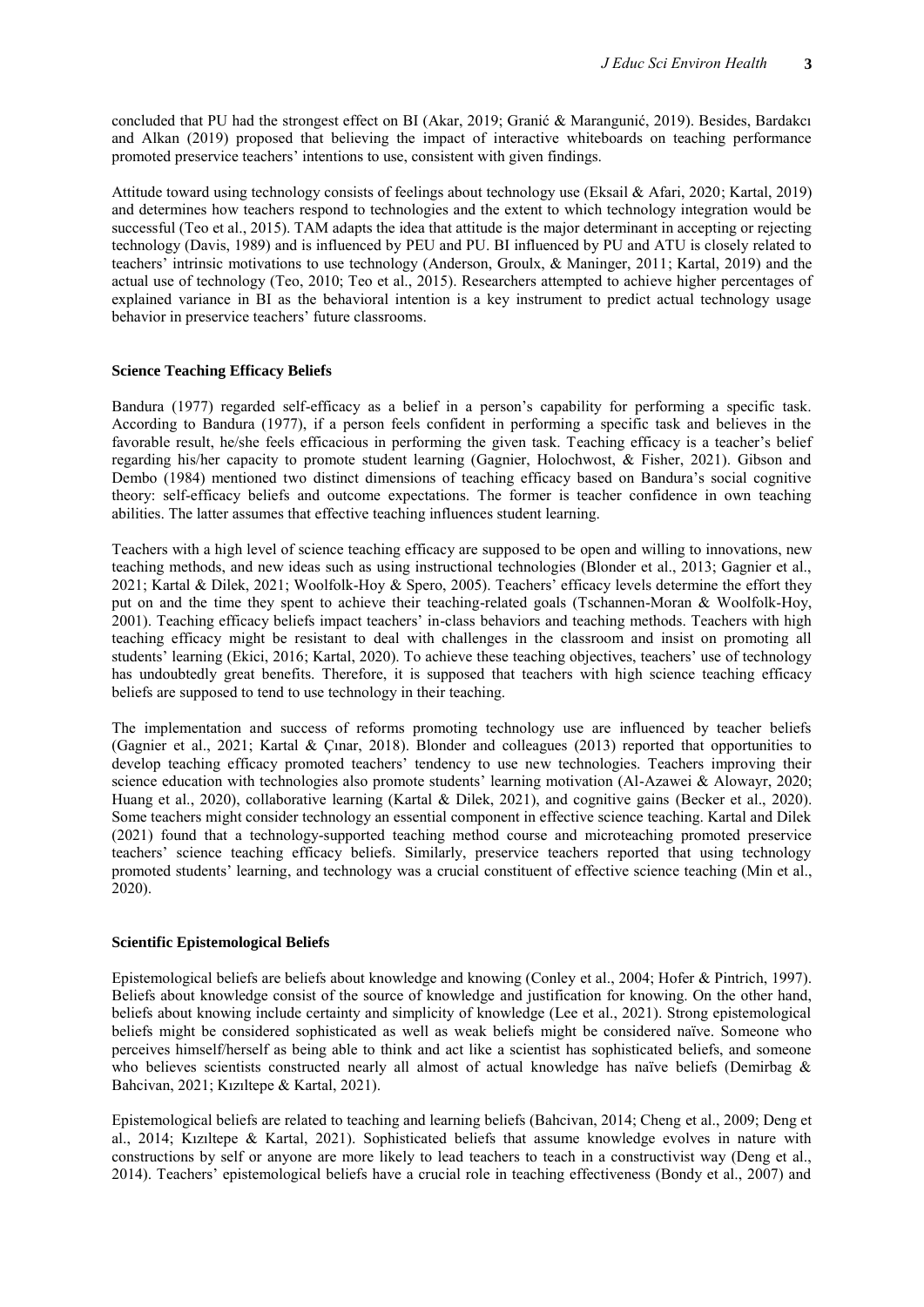concluded that PU had the strongest effect on BI (Akar, 2019; Granić & Marangunić, 2019). Besides, Bardakcı and Alkan (2019) proposed that believing the impact of interactive whiteboards on teaching performance promoted preservice teachers' intentions to use, consistent with given findings.

Attitude toward using technology consists of feelings about technology use (Eksail & Afari, 2020; Kartal, 2019) and determines how teachers respond to technologies and the extent to which technology integration would be successful (Teo et al., 2015). TAM adapts the idea that attitude is the major determinant in accepting or rejecting technology (Davis, 1989) and is influenced by PEU and PU. BI influenced by PU and ATU is closely related to teachers' intrinsic motivations to use technology (Anderson, Groulx, & Maninger, 2011; Kartal, 2019) and the actual use of technology (Teo, 2010; Teo et al., 2015). Researchers attempted to achieve higher percentages of explained variance in BI as the behavioral intention is a key instrument to predict actual technology usage behavior in preservice teachers' future classrooms.

### Science Teaching Efficacy Beliefs

Bandura (1977) regarded self-efficacy as a belief in a person's capability for performing a specific task. According to Bandura (1977), if a person feels confident in performing a specific task and believes in the favorable result, he/she feels efficacious in performing the given task. Teaching efficacy is a teacher's belief regarding his/her capacity to promote student learning (Gagnier, Holochwost, & Fisher, 2021). Gibson and Dembo (1984) mentioned two distinct dimensions of teaching efficacy based on Bandura's social cognitive theory: self-efficacy beliefs and outcome expectations. The former is teacher confidence in own teaching abilities. The latter assumes that effective teaching influences student learning.

Teachers with a high level of science teaching efficacy are supposed to be open and willing to innovations, new teaching methods, and new ideas such as using instructional technologies (Blonder et al., 2013; Gagnier et al., 2021; Kartal & Dilek, 2021; Woolfolk-Hoy & Spero, 2005). Teachers' efficacy levels determine the effort they put on and the time they spent to achieve their teaching-related goals (Tschannen-Moran & Woolfolk-Hoy, 2001). Teaching efficacy beliefs impact teachers' in-class behaviors and teaching methods. Teachers with high teaching efficacy might be resistant to deal with challenges in the classroom and insist on promoting all students' learning (Ekici, 2016; Kartal, 2020). To achieve these teaching objectives, teachers' use of technology has undoubtedly great benefits. Therefore, it is supposed that teachers with high science teaching efficacy beliefs are supposed to tend to use technology in their teaching.

The implementation and success of reforms promoting technology use are influenced by teacher beliefs (Gagnier et al., 2021; Kartal & Çınar, 2018). Blonder and colleagues (2013) reported that opportunities to develop teaching efficacy promoted teachers' tendency to use new technologies. Teachers improving their science education with technologies also promote students' learning motivation (Al-Azawei & Alowayr, 2020; Huang et al., 2020), collaborative learning (Kartal & Dilek, 2021), and cognitive gains (Becker et al., 2020). Some teachers might consider technology an essential component in effective science teaching. Kartal and Dilek (2021) found that a technology-supported teaching method course and microteaching promoted preservice teachers' science teaching efficacy beliefs. Similarly, preservice teachers reported that using technology promoted students' learning, and technology was a crucial constituent of effective science teaching (Min et al., 2020).

### Scientific Epistemological Beliefs

Epistemological beliefs are beliefs about knowledge and knowing (Conley et al., 2004; Hofer & Pintrich, 1997). Beliefs about knowledge consist of the source of knowledge and justification for knowing. On the other hand, beliefs about knowing include certainty and simplicity of knowledge (Lee et al., 2021). Strong epistemological beliefs might be considered sophisticated as well as weak beliefs might be considered naïve. Someone who perceives himself/herself as being able to think and act like a scientist has sophisticated beliefs, and someone who believes scientists constructed nearly all almost of actual knowledge has naïve beliefs (Demirbag & Bahcivan, 2021; Kızıltepe & Kartal, 2021).

Epistemological beliefs are related to teaching and learning beliefs (Bahcivan, 2014; Cheng et al., 2009; Deng et al., 2014; Kızıltepe & Kartal, 2021). Sophisticated beliefs that assume knowledge evolves in nature with constructions by self or anyone are more likely to lead teachers to teach in a constructivist way (Deng et al., 2014). Teachers' epistemological beliefs have a crucial role in teaching effectiveness (Bondy et al., 2007) and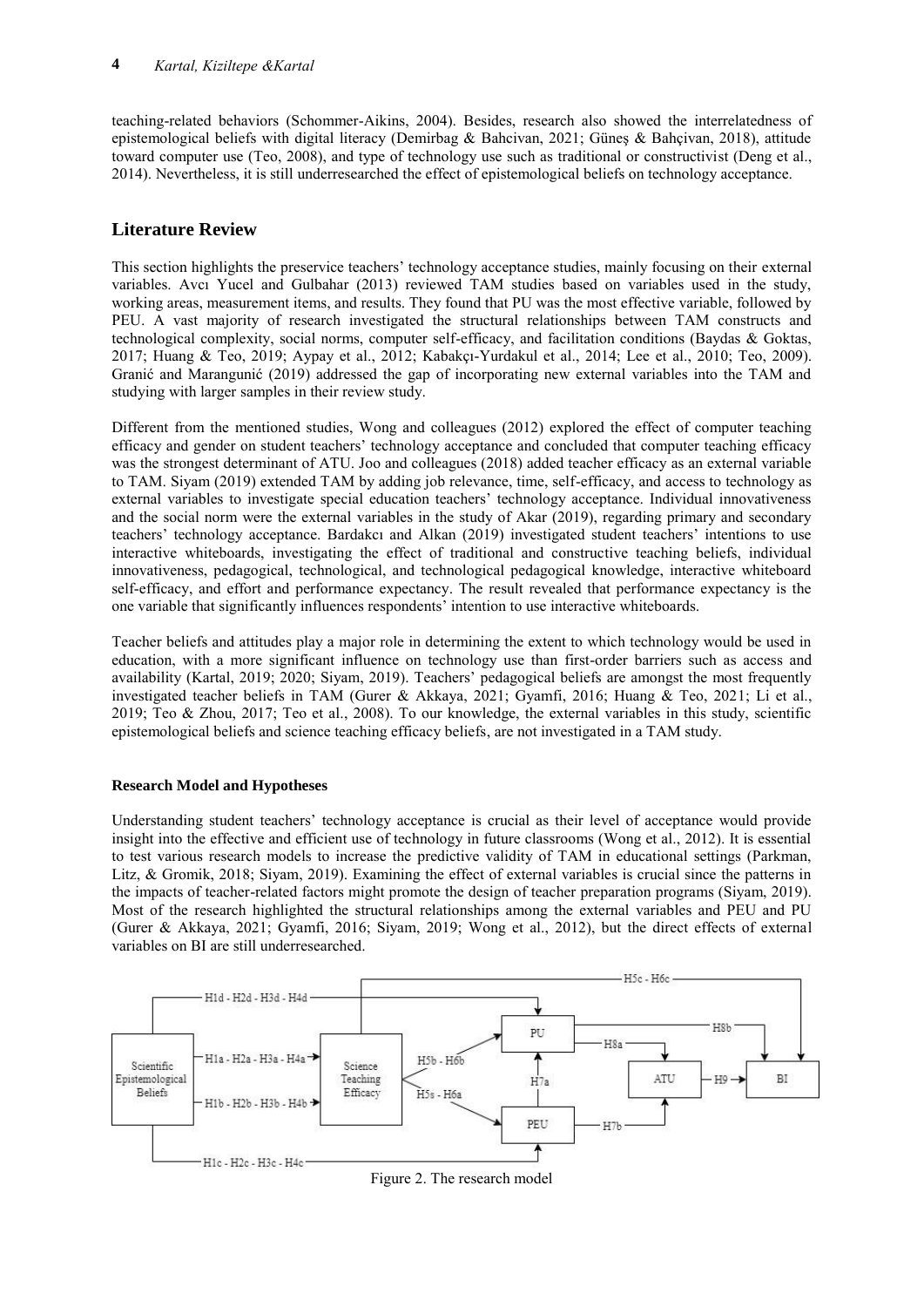teaching-related behaviors (Schommer-Aikins, 2004). Besides, research also showed the interrelatedness of epistemological beliefs with digital literacy (Demirbag & Bahcivan, 2021; Güneş & Bahçivan, 2018), attitude toward computer use (Teo, 2008), and type of technology use such as traditional or constructivist (Deng et al., 2014). Nevertheless, it is still underresearched the effect of epistemological beliefs on technology acceptance.

## Literature Review

This section highlights the preservice teachers' technology acceptance studies, mainly focusing on their external variables. Avcı Yucel and Gulbahar (2013) reviewed TAM studies based on variables used in the study, working areas, measurement items, and results. They found that PU was the most effective variable, followed by PEU. A vast majority of research investigated the structural relationships between TAM constructs and technological complexity, social norms, computer self-efficacy, and facilitation conditions (Baydas & Goktas, 2017; Huang & Teo, 2019; Aypay et al., 2012; Kabakçı-Yurdakul et al., 2014; Lee et al., 2010; Teo, 2009). Granić and Marangunić (2019) addressed the gap of incorporating new external variables into the TAM and studying with larger samples in their review study.

Different from the mentioned studies, Wong and colleagues (2012) explored the effect of computer teaching efficacy and gender on student teachers' technology acceptance and concluded that computer teaching efficacy was the strongest determinant of ATU. Joo and colleagues (2018) added teacher efficacy as an external variable to TAM. Siyam (2019) extended TAM by adding job relevance, time, self-efficacy, and access to technology as external variables to investigate special education teachers' technology acceptance. Individual innovativeness and the social norm were the external variables in the study of Akar (2019), regarding primary and secondary teachers' technology acceptance. Bardakcı and Alkan (2019) investigated student teachers' intentions to use interactive whiteboards, investigating the effect of traditional and constructive teaching beliefs, individual innovativeness, pedagogical, technological, and technological pedagogical knowledge, interactive whiteboard self-efficacy, and effort and performance expectancy. The result revealed that performance expectancy is the one variable that significantly influences respondents' intention to use interactive whiteboards.

Teacher beliefs and attitudes play a major role in determining the extent to which technology would be used in education, with a more significant influence on technology use than first-order barriers such as access and availability (Kartal, 2019; 2020; Siyam, 2019). Teachers' pedagogical beliefs are amongst the most frequently investigated teacher beliefs in TAM (Gurer & Akkaya, 2021; Gyamfi, 2016; Huang & Teo, 2021; Li et al., 2019; Teo & Zhou, 2017; Teo et al., 2008). To our knowledge, the external variables in this study, scientific epistemological beliefs and science teaching efficacy beliefs, are not investigated in a TAM study.

#### Research Model and Hypotheses

Understanding student teachers' technology acceptance is crucial as their level of acceptance would provide insight into the effective and efficient use of technology in future classrooms (Wong et al., 2012). It is essential to test various research models to increase the predictive validity of TAM in educational settings (Parkman, Litz, & Gromik, 2018; Siyam, 2019). Examining the effect of external variables is crucial since the patterns in the impacts of teacher-related factors might promote the design of teacher preparation programs (Siyam, 2019). Most of the research highlighted the structural relationships among the external variables and PEU and PU (Gurer & Akkaya, 2021; Gyamfi, 2016; Siyam, 2019; Wong et al., 2012), but the direct effects of external variables on BI are still underresearched.

Figure 2. The research model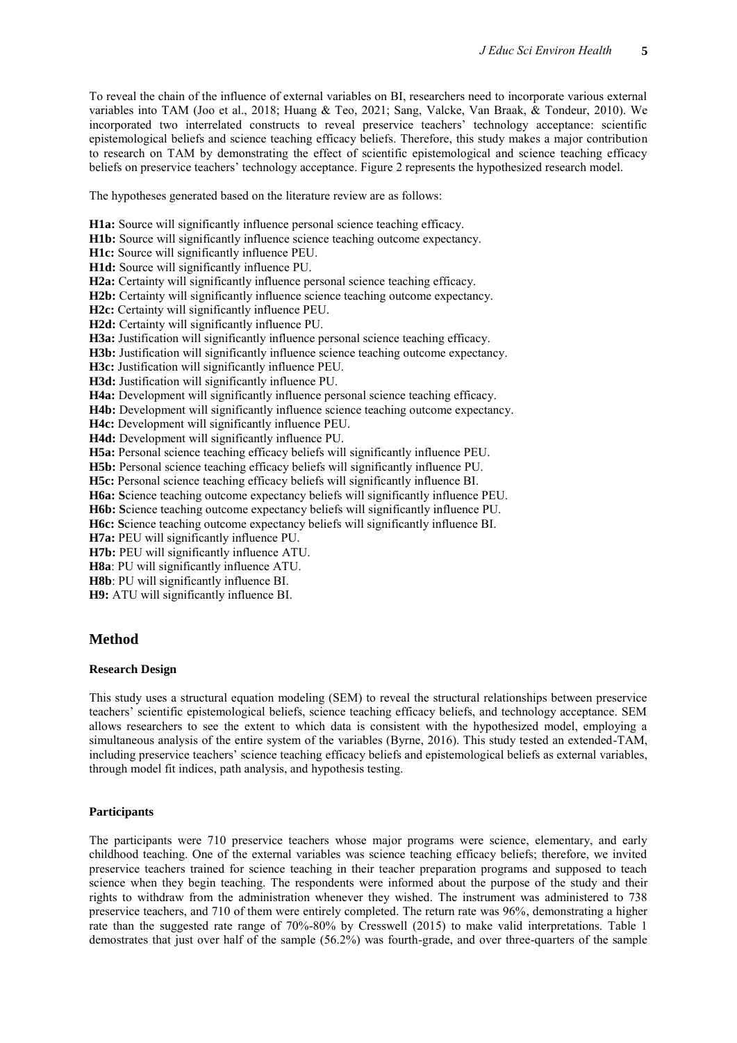To reveal the chain of the influence of external variables on BI, researchers need to incorporate various external variables into TAM (Joo et al., 2018; Huang & Teo, 2021; Sang, Valcke, Van Braak, & Tondeur, 2010). We incorporated two interrelated constructs to reveal preservice teachers' technology acceptance: scientific epistemological beliefs and science teaching efficacy beliefs. Therefore, this study makes a major contribution to research on TAM by demonstrating the effect of scientific epistemological and science teaching efficacy beliefs on preservice teachers' technology acceptance. Figure 2 represents the hypothesized research model.

The hypotheses generated based on the literature review are as follows:

**H1a:** Source will significantly influence personal science teaching efficacy.
**H1b:** Source will significantly influence science teaching outcome expectancy.
**H1c:** Source will significantly influence PEU.
**H1d:** Source will significantly influence PU.
**H2a:** Certainty will significantly influence personal science teaching efficacy.
**H2b:** Certainty will significantly influence science teaching outcome expectancy.
**H2c:** Certainty will significantly influence PEU.
**H2d:** Certainty will significantly influence PU.
**H3a:** Justification will significantly influence personal science teaching efficacy.
**H3b:** Justification will significantly influence science teaching outcome expectancy.
**H3c:** Justification will significantly influence PEU.
**H3d:** Justification will significantly influence PU.
**H4a:** Development will significantly influence personal science teaching efficacy.
**H4b:** Development will significantly influence science teaching outcome expectancy.
**H4c:** Development will significantly influence PEU.
**H4d:** Development will significantly influence PU.
**H5a:** Personal science teaching efficacy beliefs will significantly influence PEU.
**H5b:** Personal science teaching efficacy beliefs will significantly influence PU.
**H5c:** Personal science teaching efficacy beliefs will significantly influence BI.
**H6a:** **S**cience teaching outcome expectancy beliefs will significantly influence PEU.
**H6b:** **S**cience teaching outcome expectancy beliefs will significantly influence PU.
**H6c:** **S**cience teaching outcome expectancy beliefs will significantly influence BI.
**H7a:** PEU will significantly influence PU.
**H7b:** PEU will significantly influence ATU.
**H8a**: PU will significantly influence ATU.
**H8b**: PU will significantly influence BI.
**H9:** ATU will significantly influence BI.

## Method

### Research Design

This study uses a structural equation modeling (SEM) to reveal the structural relationships between preservice teachers' scientific epistemological beliefs, science teaching efficacy beliefs, and technology acceptance. SEM allows researchers to see the extent to which data is consistent with the hypothesized model, employing a simultaneous analysis of the entire system of the variables (Byrne, 2016). This study tested an extended-TAM, including preservice teachers' science teaching efficacy beliefs and epistemological beliefs as external variables, through model fit indices, path analysis, and hypothesis testing.

### Participants

The participants were 710 preservice teachers whose major programs were science, elementary, and early childhood teaching. One of the external variables was science teaching efficacy beliefs; therefore, we invited preservice teachers trained for science teaching in their teacher preparation programs and supposed to teach science when they begin teaching. The respondents were informed about the purpose of the study and their rights to withdraw from the administration whenever they wished. The instrument was administered to 738 preservice teachers, and 710 of them were entirely completed. The return rate was 96%, demonstrating a higher rate than the suggested rate range of 70%-80% by Cresswell (2015) to make valid interpretations. Table 1 demostrates that just over half of the sample (56.2%) was fourth-grade, and over three-quarters of the sample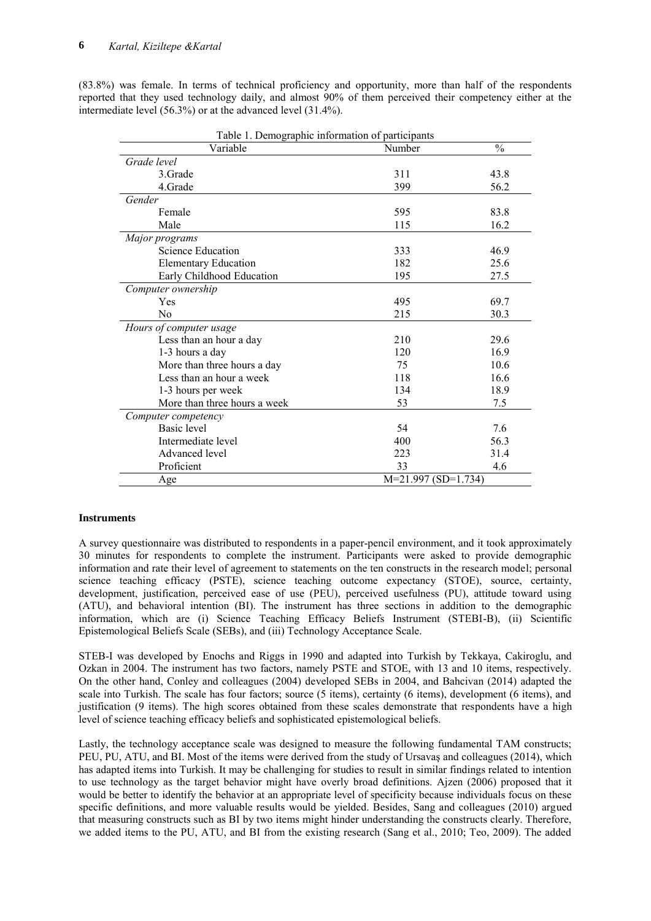(83.8%) was female. In terms of technical proficiency and opportunity, more than half of the respondents reported that they used technology daily, and almost 90% of them perceived their competency either at the intermediate level (56.3%) or at the advanced level (31.4%).

Table 1. Demographic information of participants

| Variable | Number | % |
|---|---|---|
| *Grade level* | | |
| 3.Grade | 311 | 43.8 |
| 4.Grade | 399 | 56.2 |
| *Gender* | | |
| Female | 595 | 83.8 |
| Male | 115 | 16.2 |
| *Major programs* | | |
| Science Education | 333 | 46.9 |
| Elementary Education | 182 | 25.6 |
| Early Childhood Education | 195 | 27.5 |
| *Computer ownership* | | |
| Yes | 495 | 69.7 |
| No | 215 | 30.3 |
| *Hours of computer usage* | | |
| Less than an hour a day | 210 | 29.6 |
| 1-3 hours a day | 120 | 16.9 |
| More than three hours a day | 75 | 10.6 |
| Less than an hour a week | 118 | 16.6 |
| 1-3 hours per week | 134 | 18.9 |
| More than three hours a week | 53 | 7.5 |
| *Computer competency* | | |
| Basic level | 54 | 7.6 |
| Intermediate level | 400 | 56.3 |
| Advanced level | 223 | 31.4 |
| Proficient | 33 | 4.6 |
| Age | M=21.997 (SD=1.734) | |

**Instruments**

A survey questionnaire was distributed to respondents in a paper-pencil environment, and it took approximately 30 minutes for respondents to complete the instrument. Participants were asked to provide demographic information and rate their level of agreement to statements on the ten constructs in the research model; personal science teaching efficacy (PSTE), science teaching outcome expectancy (STOE), source, certainty, development, justification, perceived ease of use (PEU), perceived usefulness (PU), attitude toward using (ATU), and behavioral intention (BI). The instrument has three sections in addition to the demographic information, which are (i) Science Teaching Efficacy Beliefs Instrument (STEBI-B), (ii) Scientific Epistemological Beliefs Scale (SEBs), and (iii) Technology Acceptance Scale.

STEB-I was developed by Enochs and Riggs in 1990 and adapted into Turkish by Tekkaya, Cakiroglu, and Ozkan in 2004. The instrument has two factors, namely PSTE and STOE, with 13 and 10 items, respectively. On the other hand, Conley and colleagues (2004) developed SEBs in 2004, and Bahcivan (2014) adapted the scale into Turkish. The scale has four factors; source (5 items), certainty (6 items), development (6 items), and justification (9 items). The high scores obtained from these scales demonstrate that respondents have a high level of science teaching efficacy beliefs and sophisticated epistemological beliefs.

Lastly, the technology acceptance scale was designed to measure the following fundamental TAM constructs; PEU, PU, ATU, and BI. Most of the items were derived from the study of Ursavaş and colleagues (2014), which has adapted items into Turkish. It may be challenging for studies to result in similar findings related to intention to use technology as the target behavior might have overly broad definitions. Ajzen (2006) proposed that it would be better to identify the behavior at an appropriate level of specificity because individuals focus on these specific definitions, and more valuable results would be yielded. Besides, Sang and colleagues (2010) argued that measuring constructs such as BI by two items might hinder understanding the constructs clearly. Therefore, we added items to the PU, ATU, and BI from the existing research (Sang et al., 2010; Teo, 2009). The added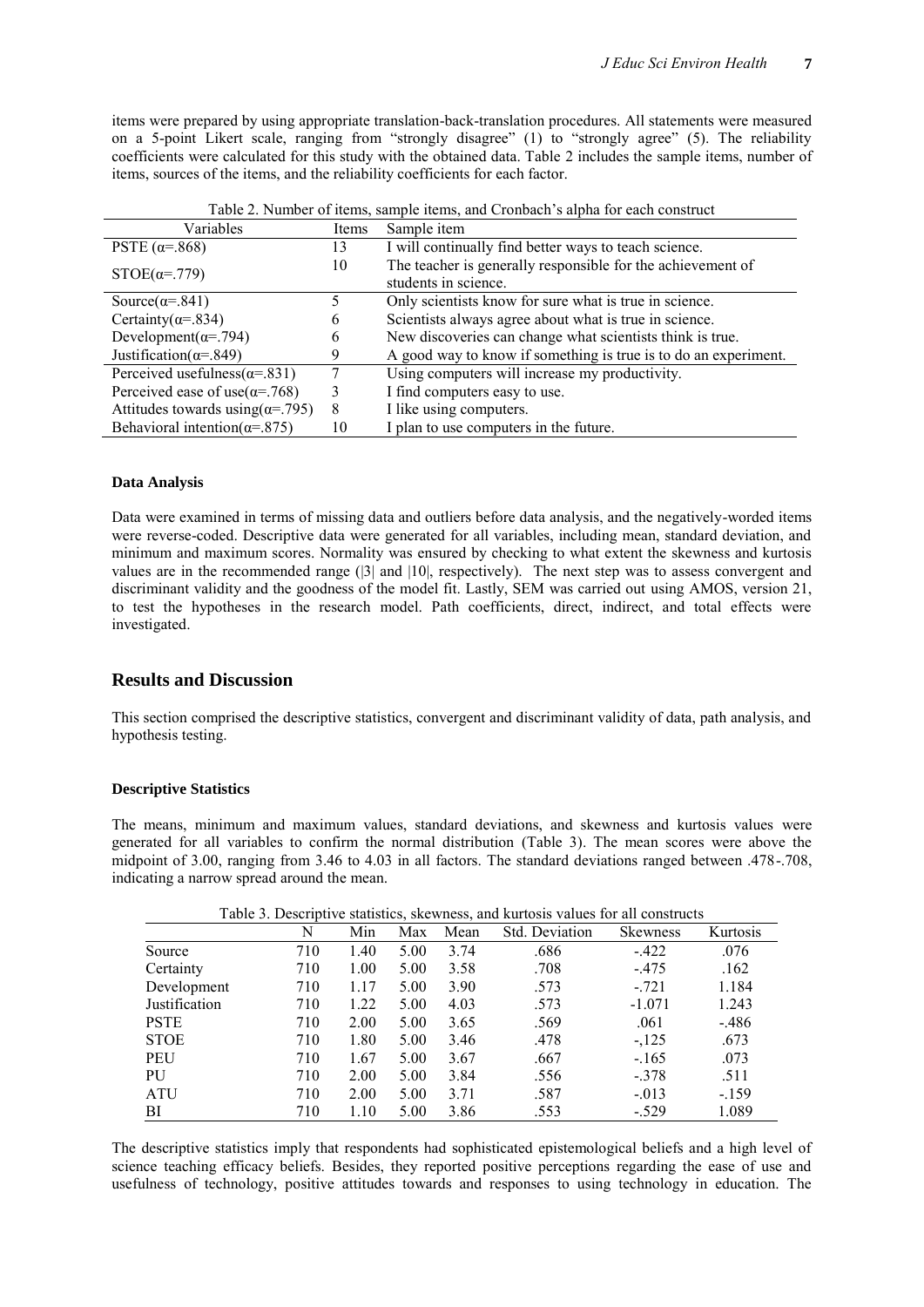items were prepared by using appropriate translation-back-translation procedures. All statements were measured on a 5-point Likert scale, ranging from "strongly disagree" (1) to "strongly agree" (5). The reliability coefficients were calculated for this study with the obtained data. Table 2 includes the sample items, number of items, sources of the items, and the reliability coefficients for each factor.

Table 2. Number of items, sample items, and Cronbach's alpha for each construct

| Variables | Items | Sample item |
|---|---|---|
| PSTE ($\alpha$=.868) | 13 | I will continually find better ways to teach science. |
| STOE($\alpha$=.779) | 10 | The teacher is generally responsible for the achievement of students in science. |
| Source($\alpha$=.841) | 5 | Only scientists know for sure what is true in science. |
| Certainty($\alpha$=.834) | 6 | Scientists always agree about what is true in science. |
| Development($\alpha$=.794) | 6 | New discoveries can change what scientists think is true. |
| Justification($\alpha$=.849) | 9 | A good way to know if something is true is to do an experiment. |
| Perceived usefulness($\alpha$=.831) | 7 | Using computers will increase my productivity. |
| Perceived ease of use($\alpha$=.768) | 3 | I find computers easy to use. |
| Attitudes towards using($\alpha$=.795) | 8 | I like using computers. |
| Behavioral intention($\alpha$=.875) | 10 | I plan to use computers in the future. |

#### Data Analysis

Data were examined in terms of missing data and outliers before data analysis, and the negatively-worded items were reverse-coded. Descriptive data were generated for all variables, including mean, standard deviation, and minimum and maximum scores. Normality was ensured by checking to what extent the skewness and kurtosis values are in the recommended range (|3| and |10|, respectively). The next step was to assess convergent and discriminant validity and the goodness of the model fit. Lastly, SEM was carried out using AMOS, version 21, to test the hypotheses in the research model. Path coefficients, direct, indirect, and total effects were investigated.

## Results and Discussion

This section comprised the descriptive statistics, convergent and discriminant validity of data, path analysis, and hypothesis testing.

#### Descriptive Statistics

The means, minimum and maximum values, standard deviations, and skewness and kurtosis values were generated for all variables to confirm the normal distribution (Table 3). The mean scores were above the midpoint of 3.00, ranging from 3.46 to 4.03 in all factors. The standard deviations ranged between .478-.708, indicating a narrow spread around the mean.

Table 3. Descriptive statistics, skewness, and kurtosis values for all constructs

| | N | Min | Max | Mean | Std. Deviation | Skewness | Kurtosis |
|---|---|---|---|---|---|---|---|
| Source | 710 | 1.40 | 5.00 | 3.74 | .686 | -.422 | .076 |
| Certainty | 710 | 1.00 | 5.00 | 3.58 | .708 | -.475 | .162 |
| Development | 710 | 1.17 | 5.00 | 3.90 | .573 | -.721 | 1.184 |
| Justification | 710 | 1.22 | 5.00 | 4.03 | .573 | -1.071 | 1.243 |
| PSTE | 710 | 2.00 | 5.00 | 3.65 | .569 | .061 | -.486 |
| STOE | 710 | 1.80 | 5.00 | 3.46 | .478 | -,125 | .673 |
| PEU | 710 | 1.67 | 5.00 | 3.67 | .667 | -.165 | .073 |
| PU | 710 | 2.00 | 5.00 | 3.84 | .556 | -.378 | .511 |
| ATU | 710 | 2.00 | 5.00 | 3.71 | .587 | -.013 | -.159 |
| BI | 710 | 1.10 | 5.00 | 3.86 | .553 | -.529 | 1.089 |

The descriptive statistics imply that respondents had sophisticated epistemological beliefs and a high level of science teaching efficacy beliefs. Besides, they reported positive perceptions regarding the ease of use and usefulness of technology, positive attitudes towards and responses to using technology in education. The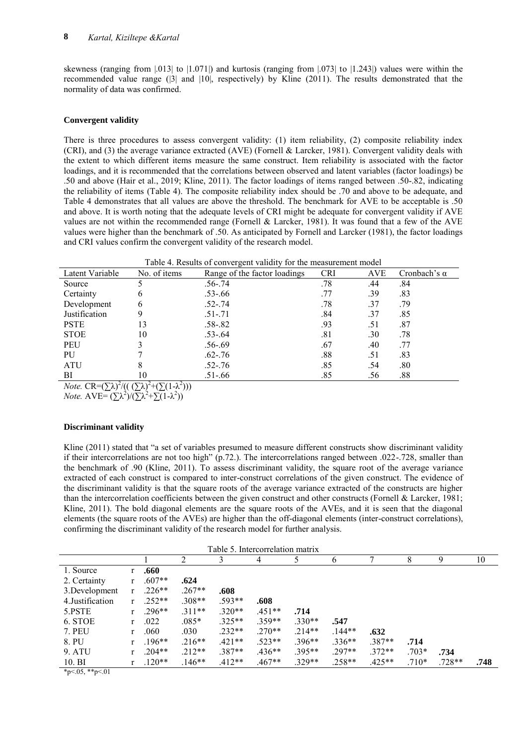skewness (ranging from |.013| to |1.071|) and kurtosis (ranging from |.073| to |1.243|) values were within the recommended value range (|3| and |10|, respectively) by Kline (2011). The results demonstrated that the normality of data was confirmed.

### Convergent validity

There is three procedures to assess convergent validity: (1) item reliability, (2) composite reliability index (CRI), and (3) the average variance extracted (AVE) (Fornell & Larcker, 1981). Convergent validity deals with the extent to which different items measure the same construct. Item reliability is associated with the factor loadings, and it is recommended that the correlations between observed and latent variables (factor loadings) be .50 and above (Hair et al., 2019; Kline, 2011). The factor loadings of items ranged between .50-.82, indicating the reliability of items (Table 4). The composite reliability index should be .70 and above to be adequate, and Table 4 demonstrates that all values are above the threshold. The benchmark for AVE to be acceptable is .50 and above. It is worth noting that the adequate levels of CRI might be adequate for convergent validity if AVE values are not within the recommended range (Fornell & Larcker, 1981). It was found that a few of the AVE values were higher than the benchmark of .50. As anticipated by Fornell and Larcker (1981), the factor loadings and CRI values confirm the convergent validity of the research model.

Table 4. Results of convergent validity for the measurement model

| Latent Variable | No. of items | Range of the factor loadings | CRI | AVE | Cronbach's α |
|---|---|---|---|---|---|
| Source | 5 | .56-.74 | .78 | .44 | .84 |
| Certainty | 6 | .53-.66 | .77 | .39 | .83 |
| Development | 6 | .52-.74 | .78 | .37 | .79 |
| Justification | 9 | .51-.71 | .84 | .37 | .85 |
| PSTE | 13 | .58-.82 | .93 | .51 | .87 |
| STOE | 10 | .53-.64 | .81 | .30 | .78 |
| PEU | 3 | .56-.69 | .67 | .40 | .77 |
| PU | 7 | .62-.76 | .88 | .51 | .83 |
| ATU | 8 | .52-.76 | .85 | .54 | .80 |
| BI | 10 | .51-.66 | .85 | .56 | .88 |

*Note.* $CR=(\sum\lambda)^2/((\sum\lambda)^2+(\sum(1-\lambda^2)))$
*Note.* $AVE=(\sum\lambda^2)/(\sum\lambda^2+\sum(1-\lambda^2))$

### Discriminant validity

Kline (2011) stated that "a set of variables presumed to measure different constructs show discriminant validity if their intercorrelations are not too high" (p.72.). The intercorrelations ranged between .022-.728, smaller than the benchmark of .90 (Kline, 2011). To assess discriminant validity, the square root of the average variance extracted of each construct is compared to inter-construct correlations of the given construct. The evidence of the discriminant validity is that the square roots of the average variance extracted of the constructs are higher than the intercorrelation coefficients between the given construct and other constructs (Fornell & Larcker, 1981; Kline, 2011). The bold diagonal elements are the square roots of the AVEs, and it is seen that the diagonal elements (the square roots of the AVEs) are higher than the off-diagonal elements (inter-construct correlations), confirming the discriminant validity of the research model for further analysis.

Table 5. Intercorrelation matrix

| | | 1 | 2 | 3 | 4 | 5 | 6 | 7 | 8 | 9 | 10 |
|---|---|---|---|---|---|---|---|---|---|---|---|
| 1. Source | r | **.660** | | | | | | | | | |
| 2. Certainty | r | .607** | **.624** | | | | | | | | |
| 3.Development | r | .226** | .267** | **.608** | | | | | | | |
| 4.Justification | r | .252** | .308** | .593** | **.608** | | | | | | |
| 5.PSTE | r | .296** | .311** | .320** | .451** | **.714** | | | | | |
| 6. STOE | r | .022 | .085* | .325** | .359** | .330** | **.547** | | | | |
| 7. PEU | r | .060 | .030 | .232** | .270** | .214** | .144** | **.632** | | | |
| 8. PU | r | .196** | .216** | .421** | .523** | .396** | .336** | .387** | **.714** | | |
| 9. ATU | r | .204** | .212** | .387** | .436** | .395** | .297** | .372** | .703* | **.734** | |
| 10. BI | r | .120** | .146** | .412** | .467** | .329** | .258** | .425** | .710* | .728** | **.748** |

*p<.05, **p<.01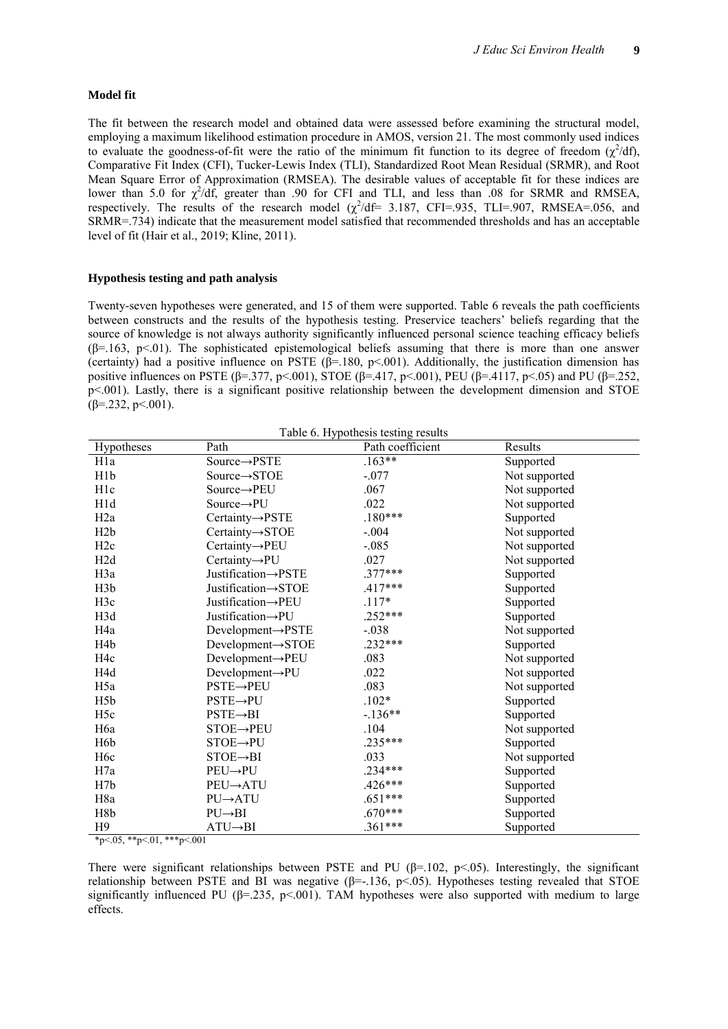**Model fit**

The fit between the research model and obtained data were assessed before examining the structural model, employing a maximum likelihood estimation procedure in AMOS, version 21. The most commonly used indices to evaluate the goodness-of-fit were the ratio of the minimum fit function to its degree of freedom ($\chi^2$/df), Comparative Fit Index (CFI), Tucker-Lewis Index (TLI), Standardized Root Mean Residual (SRMR), and Root Mean Square Error of Approximation (RMSEA). The desirable values of acceptable fit for these indices are lower than 5.0 for $\chi^2$/df, greater than .90 for CFI and TLI, and less than .08 for SRMR and RMSEA, respectively. The results of the research model ($\chi^2$/df= 3.187, CFI=.935, TLI=.907, RMSEA=.056, and SRMR=.734) indicate that the measurement model satisfied that recommended thresholds and has an acceptable level of fit (Hair et al., 2019; Kline, 2011).

**Hypothesis testing and path analysis**

Twenty-seven hypotheses were generated, and 15 of them were supported. Table 6 reveals the path coefficients between constructs and the results of the hypothesis testing. Preservice teachers' beliefs regarding that the source of knowledge is not always authority significantly influenced personal science teaching efficacy beliefs ($\beta$=.163, p<.01). The sophisticated epistemological beliefs assuming that there is more than one answer (certainty) had a positive influence on PSTE ($\beta$=.180, p<.001). Additionally, the justification dimension has positive influences on PSTE ($\beta$=.377, p<.001), STOE ($\beta$=.417, p<.001), PEU ($\beta$=.4117, p<.05) and PU ($\beta$=.252, p<.001). Lastly, there is a significant positive relationship between the development dimension and STOE ($\beta$=.232, p<.001).

Table 6. Hypothesis testing results

| Hypotheses | Path | Path coefficient | Results |
|---|---|---|---|
| H1a | Source→PSTE | .163** | Supported |
| H1b | Source→STOE | -.077 | Not supported |
| H1c | Source→PEU | .067 | Not supported |
| H1d | Source→PU | .022 | Not supported |
| H2a | Certainty→PSTE | .180*** | Supported |
| H2b | Certainty→STOE | -.004 | Not supported |
| H2c | Certainty→PEU | -.085 | Not supported |
| H2d | Certainty→PU | .027 | Not supported |
| H3a | Justification→PSTE | .377*** | Supported |
| H3b | Justification→STOE | .417*** | Supported |
| H3c | Justification→PEU | .117* | Supported |
| H3d | Justification→PU | .252*** | Supported |
| H4a | Development→PSTE | -.038 | Not supported |
| H4b | Development→STOE | .232*** | Supported |
| H4c | Development→PEU | .083 | Not supported |
| H4d | Development→PU | .022 | Not supported |
| H5a | PSTE→PEU | .083 | Not supported |
| H5b | PSTE→PU | .102* | Supported |
| H5c | PSTE→BI | -.136** | Supported |
| H6a | STOE→PEU | .104 | Not supported |
| H6b | STOE→PU | .235*** | Supported |
| H6c | STOE→BI | .033 | Not supported |
| H7a | PEU→PU | .234*** | Supported |
| H7b | PEU→ATU | .426*** | Supported |
| H8a | PU→ATU | .651*** | Supported |
| H8b | PU→BI | .670*** | Supported |
| H9 | ATU→BI | .361*** | Supported |

*p<.05, **p<.01, ***p<.001

There were significant relationships between PSTE and PU ($\beta$=.102, p<.05). Interestingly, the significant relationship between PSTE and BI was negative ($\beta$=-.136, p<.05). Hypotheses testing revealed that STOE significantly influenced PU ($\beta$=.235, p<.001). TAM hypotheses were also supported with medium to large effects.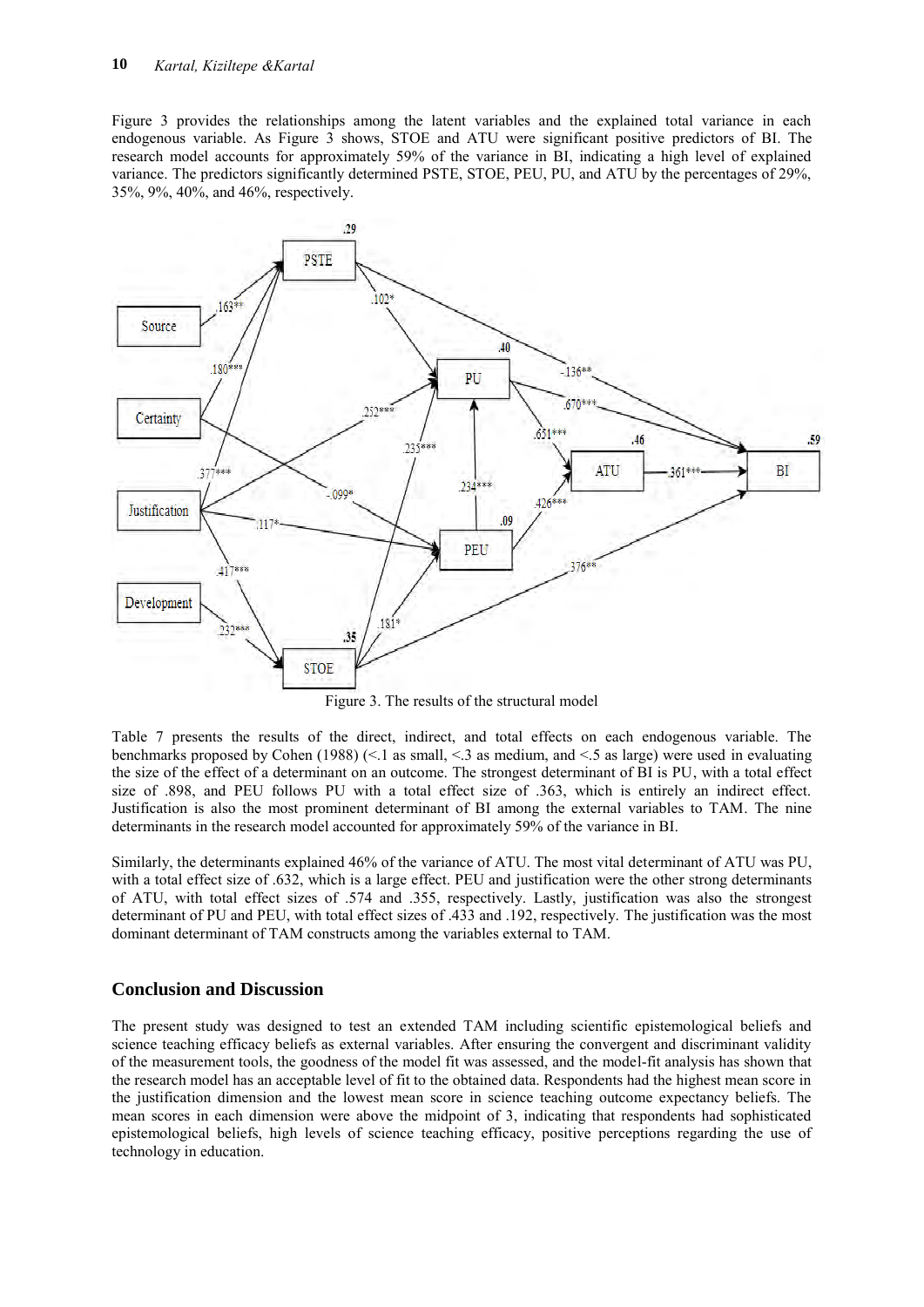Figure 3 provides the relationships among the latent variables and the explained total variance in each endogenous variable. As Figure 3 shows, STOE and ATU were significant positive predictors of BI. The research model accounts for approximately 59% of the variance in BI, indicating a high level of explained variance. The predictors significantly determined PSTE, STOE, PEU, PU, and ATU by the percentages of 29%, 35%, 9%, 40%, and 46%, respectively.

Figure 3. The results of the structural model

Table 7 presents the results of the direct, indirect, and total effects on each endogenous variable. The benchmarks proposed by Cohen (1988) (<.1 as small, <.3 as medium, and <.5 as large) were used in evaluating the size of the effect of a determinant on an outcome. The strongest determinant of BI is PU, with a total effect size of .898, and PEU follows PU with a total effect size of .363, which is entirely an indirect effect. Justification is also the most prominent determinant of BI among the external variables to TAM. The nine determinants in the research model accounted for approximately 59% of the variance in BI.

Similarly, the determinants explained 46% of the variance of ATU. The most vital determinant of ATU was PU, with a total effect size of .632, which is a large effect. PEU and justification were the other strong determinants of ATU, with total effect sizes of .574 and .355, respectively. Lastly, justification was also the strongest determinant of PU and PEU, with total effect sizes of .433 and .192, respectively. The justification was the most dominant determinant of TAM constructs among the variables external to TAM.

## Conclusion and Discussion

The present study was designed to test an extended TAM including scientific epistemological beliefs and science teaching efficacy beliefs as external variables. After ensuring the convergent and discriminant validity of the measurement tools, the goodness of the model fit was assessed, and the model-fit analysis has shown that the research model has an acceptable level of fit to the obtained data. Respondents had the highest mean score in the justification dimension and the lowest mean score in science teaching outcome expectancy beliefs. The mean scores in each dimension were above the midpoint of 3, indicating that respondents had sophisticated epistemological beliefs, high levels of science teaching efficacy, positive perceptions regarding the use of technology in education.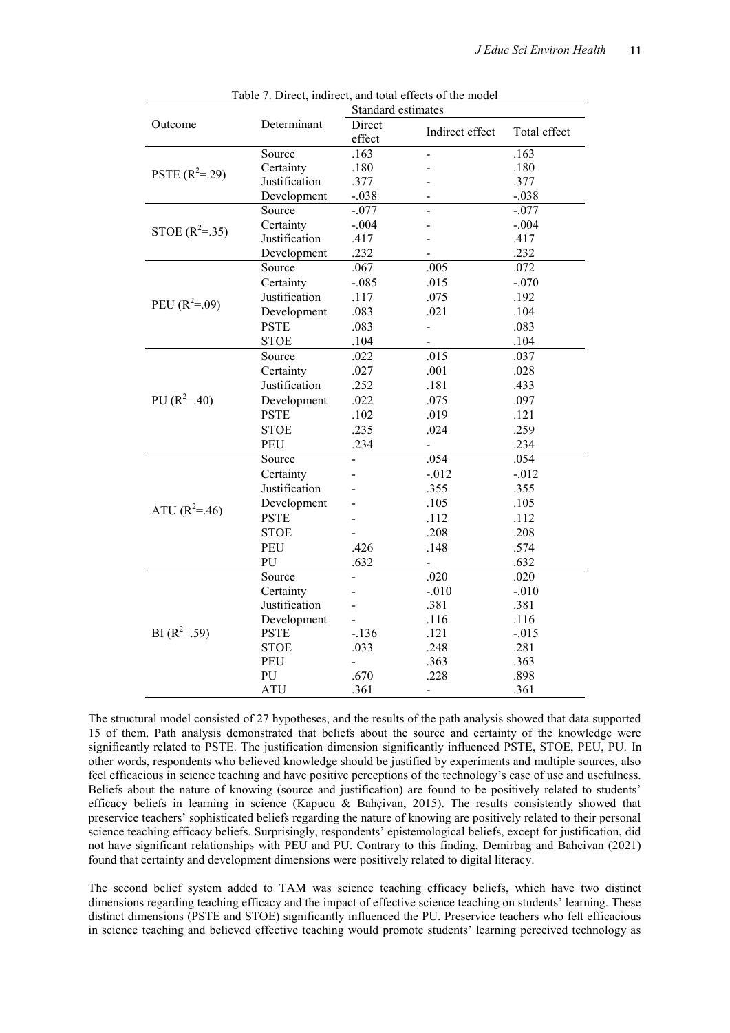Table 7. Direct, indirect, and total effects of the model

| Outcome | Determinant | Standard estimates | | |
|---|---|---|---|---|
| | | Direct effect | Indirect effect | Total effect |
| PSTE ($R^2$=.29) | Source | .163 | - | .163 |
| | Certainty | .180 | - | .180 |
| | Justification | .377 | - | .377 |
| | Development | -.038 | - | -.038 |
| STOE ($R^2$=.35) | Source | -.077 | - | -.077 |
| | Certainty | -.004 | - | -.004 |
| | Justification | .417 | - | .417 |
| | Development | .232 | - | .232 |
| PEU ($R^2$=.09) | Source | .067 | .005 | .072 |
| | Certainty | -.085 | .015 | -.070 |
| | Justification | .117 | .075 | .192 |
| | Development | .083 | .021 | .104 |
| | PSTE | .083 | - | .083 |
| | STOE | .104 | - | .104 |
| PU ($R^2$=.40) | Source | .022 | .015 | .037 |
| | Certainty | .027 | .001 | .028 |
| | Justification | .252 | .181 | .433 |
| | Development | .022 | .075 | .097 |
| | PSTE | .102 | .019 | .121 |
| | STOE | .235 | .024 | .259 |
| | PEU | .234 | - | .234 |
| ATU ($R^2$=.46) | Source | - | .054 | .054 |
| | Certainty | - | -.012 | -.012 |
| | Justification | - | .355 | .355 |
| | Development | - | .105 | .105 |
| | PSTE | - | .112 | .112 |
| | STOE | - | .208 | .208 |
| | PEU | .426 | .148 | .574 |
| | PU | .632 | - | .632 |
| BI ($R^2$=.59) | Source | - | .020 | .020 |
| | Certainty | - | -.010 | -.010 |
| | Justification | - | .381 | .381 |
| | Development | - | .116 | .116 |
| | PSTE | -.136 | .121 | -.015 |
| | STOE | .033 | .248 | .281 |
| | PEU | - | .363 | .363 |
| | PU | .670 | .228 | .898 |
| | ATU | .361 | - | .361 |

The structural model consisted of 27 hypotheses, and the results of the path analysis showed that data supported 15 of them. Path analysis demonstrated that beliefs about the source and certainty of the knowledge were significantly related to PSTE. The justification dimension significantly influenced PSTE, STOE, PEU, PU. In other words, respondents who believed knowledge should be justified by experiments and multiple sources, also feel efficacious in science teaching and have positive perceptions of the technology's ease of use and usefulness. Beliefs about the nature of knowing (source and justification) are found to be positively related to students' efficacy beliefs in learning in science (Kapucu & Bahçivan, 2015). The results consistently showed that preservice teachers' sophisticated beliefs regarding the nature of knowing are positively related to their personal science teaching efficacy beliefs. Surprisingly, respondents' epistemological beliefs, except for justification, did not have significant relationships with PEU and PU. Contrary to this finding, Demirbag and Bahcivan (2021) found that certainty and development dimensions were positively related to digital literacy.

The second belief system added to TAM was science teaching efficacy beliefs, which have two distinct dimensions regarding teaching efficacy and the impact of effective science teaching on students' learning. These distinct dimensions (PSTE and STOE) significantly influenced the PU. Preservice teachers who felt efficacious in science teaching and believed effective teaching would promote students' learning perceived technology as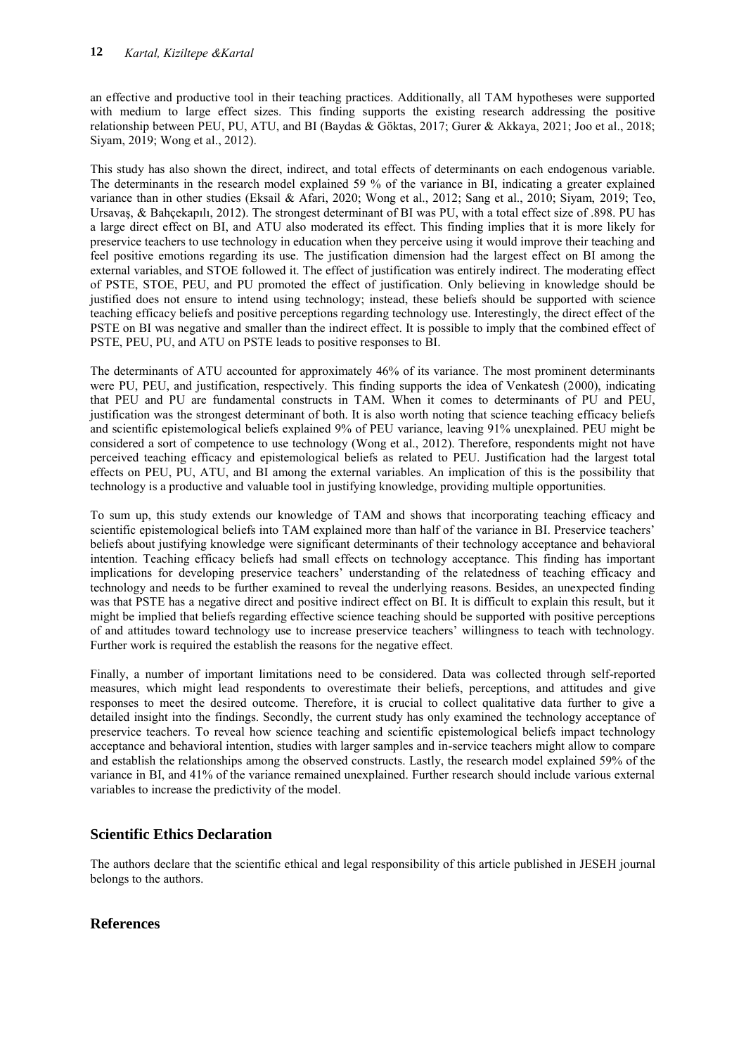an effective and productive tool in their teaching practices. Additionally, all TAM hypotheses were supported with medium to large effect sizes. This finding supports the existing research addressing the positive relationship between PEU, PU, ATU, and BI (Baydas & Göktas, 2017; Gurer & Akkaya, 2021; Joo et al., 2018; Siyam, 2019; Wong et al., 2012).

This study has also shown the direct, indirect, and total effects of determinants on each endogenous variable. The determinants in the research model explained 59 % of the variance in BI, indicating a greater explained variance than in other studies (Eksail & Afari, 2020; Wong et al., 2012; Sang et al., 2010; Siyam, 2019; Teo, Ursavaş, & Bahçekapılı, 2012). The strongest determinant of BI was PU, with a total effect size of .898. PU has a large direct effect on BI, and ATU also moderated its effect. This finding implies that it is more likely for preservice teachers to use technology in education when they perceive using it would improve their teaching and feel positive emotions regarding its use. The justification dimension had the largest effect on BI among the external variables, and STOE followed it. The effect of justification was entirely indirect. The moderating effect of PSTE, STOE, PEU, and PU promoted the effect of justification. Only believing in knowledge should be justified does not ensure to intend using technology; instead, these beliefs should be supported with science teaching efficacy beliefs and positive perceptions regarding technology use. Interestingly, the direct effect of the PSTE on BI was negative and smaller than the indirect effect. It is possible to imply that the combined effect of PSTE, PEU, PU, and ATU on PSTE leads to positive responses to BI.

The determinants of ATU accounted for approximately 46% of its variance. The most prominent determinants were PU, PEU, and justification, respectively. This finding supports the idea of Venkatesh (2000), indicating that PEU and PU are fundamental constructs in TAM. When it comes to determinants of PU and PEU, justification was the strongest determinant of both. It is also worth noting that science teaching efficacy beliefs and scientific epistemological beliefs explained 9% of PEU variance, leaving 91% unexplained. PEU might be considered a sort of competence to use technology (Wong et al., 2012). Therefore, respondents might not have perceived teaching efficacy and epistemological beliefs as related to PEU. Justification had the largest total effects on PEU, PU, ATU, and BI among the external variables. An implication of this is the possibility that technology is a productive and valuable tool in justifying knowledge, providing multiple opportunities.

To sum up, this study extends our knowledge of TAM and shows that incorporating teaching efficacy and scientific epistemological beliefs into TAM explained more than half of the variance in BI. Preservice teachers' beliefs about justifying knowledge were significant determinants of their technology acceptance and behavioral intention. Teaching efficacy beliefs had small effects on technology acceptance. This finding has important implications for developing preservice teachers' understanding of the relatedness of teaching efficacy and technology and needs to be further examined to reveal the underlying reasons. Besides, an unexpected finding was that PSTE has a negative direct and positive indirect effect on BI. It is difficult to explain this result, but it might be implied that beliefs regarding effective science teaching should be supported with positive perceptions of and attitudes toward technology use to increase preservice teachers' willingness to teach with technology. Further work is required the establish the reasons for the negative effect.

Finally, a number of important limitations need to be considered. Data was collected through self-reported measures, which might lead respondents to overestimate their beliefs, perceptions, and attitudes and give responses to meet the desired outcome. Therefore, it is crucial to collect qualitative data further to give a detailed insight into the findings. Secondly, the current study has only examined the technology acceptance of preservice teachers. To reveal how science teaching and scientific epistemological beliefs impact technology acceptance and behavioral intention, studies with larger samples and in-service teachers might allow to compare and establish the relationships among the observed constructs. Lastly, the research model explained 59% of the variance in BI, and 41% of the variance remained unexplained. Further research should include various external variables to increase the predictivity of the model.

## Scientific Ethics Declaration

The authors declare that the scientific ethical and legal responsibility of this article published in JESEH journal belongs to the authors.

## References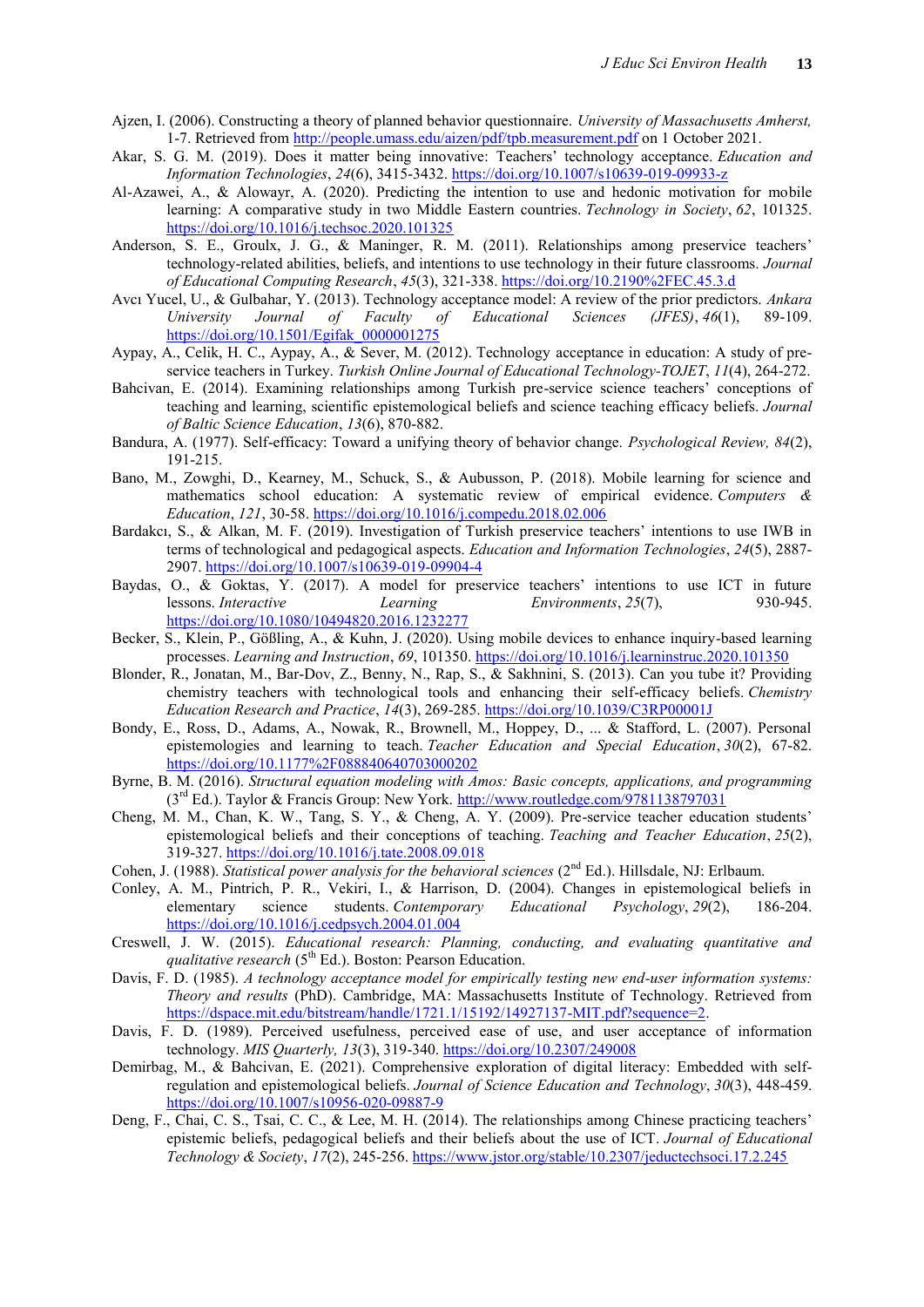Ajzen, I. (2006). Constructing a theory of planned behavior questionnaire. *University of Massachusetts Amherst,* 1-7. Retrieved from http://people.umass.edu/aizen/pdf/tpb.measurement.pdf on 1 October 2021.

Akar, S. G. M. (2019). Does it matter being innovative: Teachers' technology acceptance. *Education and Information Technologies*, *24*(6), 3415-3432. https://doi.org/10.1007/s10639-019-09933-z

Al-Azawei, A., & Alowayr, A. (2020). Predicting the intention to use and hedonic motivation for mobile learning: A comparative study in two Middle Eastern countries. *Technology in Society*, *62*, 101325. https://doi.org/10.1016/j.techsoc.2020.101325

Anderson, S. E., Groulx, J. G., & Maninger, R. M. (2011). Relationships among preservice teachers' technology-related abilities, beliefs, and intentions to use technology in their future classrooms. *Journal of Educational Computing Research*, *45*(3), 321-338. https://doi.org/10.2190%2FEC.45.3.d

Avcı Yucel, U., & Gulbahar, Y. (2013). Technology acceptance model: A review of the prior predictors. *Ankara University Journal of Faculty of Educational Sciences (JFES)*, *46*(1), 89-109. https://doi.org/10.1501/Egifak_0000001275

Aypay, A., Celik, H. C., Aypay, A., & Sever, M. (2012). Technology acceptance in education: A study of pre-service teachers in Turkey. *Turkish Online Journal of Educational Technology-TOJET*, *11*(4), 264-272.

Bahcivan, E. (2014). Examining relationships among Turkish pre-service science teachers' conceptions of teaching and learning, scientific epistemological beliefs and science teaching efficacy beliefs. *Journal of Baltic Science Education*, *13*(6), 870-882.

Bandura, A. (1977). Self-efficacy: Toward a unifying theory of behavior change. *Psychological Review, 84*(2), 191-215.

Bano, M., Zowghi, D., Kearney, M., Schuck, S., & Aubusson, P. (2018). Mobile learning for science and mathematics school education: A systematic review of empirical evidence. *Computers & Education*, *121*, 30-58. https://doi.org/10.1016/j.compedu.2018.02.006

Bardakcı, S., & Alkan, M. F. (2019). Investigation of Turkish preservice teachers' intentions to use IWB in terms of technological and pedagogical aspects. *Education and Information Technologies*, *24*(5), 2887-2907. https://doi.org/10.1007/s10639-019-09904-4

Baydas, O., & Goktas, Y. (2017). A model for preservice teachers' intentions to use ICT in future lessons. *Interactive Learning Environments*, *25*(7), 930-945. https://doi.org/10.1080/10494820.2016.1232277

Becker, S., Klein, P., Gößling, A., & Kuhn, J. (2020). Using mobile devices to enhance inquiry-based learning processes. *Learning and Instruction*, *69*, 101350. https://doi.org/10.1016/j.learninstruc.2020.101350

Blonder, R., Jonatan, M., Bar-Dov, Z., Benny, N., Rap, S., & Sakhnini, S. (2013). Can you tube it? Providing chemistry teachers with technological tools and enhancing their self-efficacy beliefs. *Chemistry Education Research and Practice*, *14*(3), 269-285. https://doi.org/10.1039/C3RP00001J

Bondy, E., Ross, D., Adams, A., Nowak, R., Brownell, M., Hoppey, D., ... & Stafford, L. (2007). Personal epistemologies and learning to teach. *Teacher Education and Special Education*, *30*(2), 67-82. https://doi.org/10.1177%2F088840640703000202

Byrne, B. M. (2016). *Structural equation modeling with Amos: Basic concepts, applications, and programming* (3rd Ed.). Taylor & Francis Group: New York. http://www.routledge.com/9781138797031

Cheng, M. M., Chan, K. W., Tang, S. Y., & Cheng, A. Y. (2009). Pre-service teacher education students' epistemological beliefs and their conceptions of teaching. *Teaching and Teacher Education*, *25*(2), 319-327. https://doi.org/10.1016/j.tate.2008.09.018

Cohen, J. (1988). *Statistical power analysis for the behavioral sciences* (2nd Ed.). Hillsdale, NJ: Erlbaum.

Conley, A. M., Pintrich, P. R., Vekiri, I., & Harrison, D. (2004). Changes in epistemological beliefs in elementary science students. *Contemporary Educational Psychology*, *29*(2), 186-204. https://doi.org/10.1016/j.cedpsych.2004.01.004

Creswell, J. W. (2015). *Educational research: Planning, conducting, and evaluating quantitative and qualitative research* (5th Ed.). Boston: Pearson Education.

Davis, F. D. (1985). *A technology acceptance model for empirically testing new end-user information systems: Theory and results* (PhD). Cambridge, MA: Massachusetts Institute of Technology. Retrieved from https://dspace.mit.edu/bitstream/handle/1721.1/15192/14927137-MIT.pdf?sequence=2.

Davis, F. D. (1989). Perceived usefulness, perceived ease of use, and user acceptance of information technology. *MIS Quarterly, 13*(3), 319-340. https://doi.org/10.2307/249008

Demirbag, M., & Bahcivan, E. (2021). Comprehensive exploration of digital literacy: Embedded with self-regulation and epistemological beliefs. *Journal of Science Education and Technology*, *30*(3), 448-459. https://doi.org/10.1007/s10956-020-09887-9

Deng, F., Chai, C. S., Tsai, C. C., & Lee, M. H. (2014). The relationships among Chinese practicing teachers' epistemic beliefs, pedagogical beliefs and their beliefs about the use of ICT. *Journal of Educational Technology & Society*, *17*(2), 245-256. https://www.jstor.org/stable/10.2307/jeductechsoci.17.2.245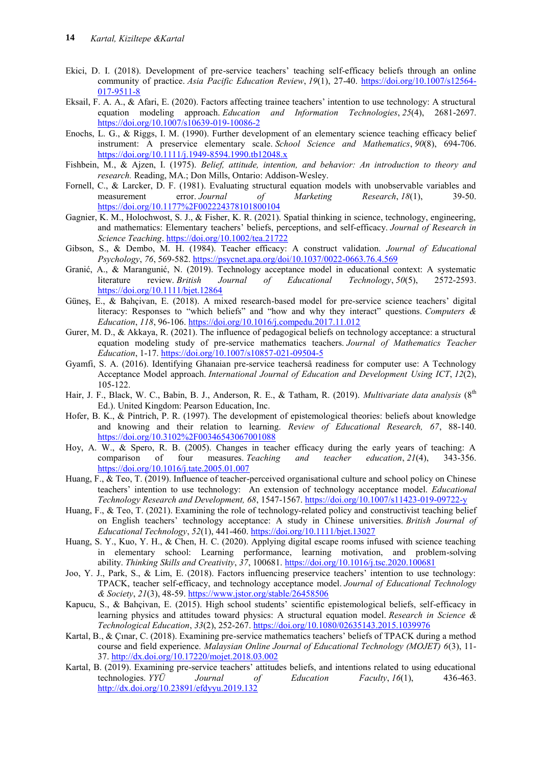Ekici, D. I. (2018). Development of pre-service teachers' teaching self-efficacy beliefs through an online community of practice. *Asia Pacific Education Review*, *19*(1), 27-40. https://doi.org/10.1007/s12564-017-9511-8

Eksail, F. A. A., & Afari, E. (2020). Factors affecting trainee teachers' intention to use technology: A structural equation modeling approach. *Education and Information Technologies*, *25*(4), 2681-2697. https://doi.org/10.1007/s10639-019-10086-2

Enochs, L. G., & Riggs, I. M. (1990). Further development of an elementary science teaching efficacy belief instrument: A preservice elementary scale. *School Science and Mathematics*, *90*(8), 694-706. https://doi.org/10.1111/j.1949-8594.1990.tb12048.x

Fishbein, M., & Ajzen, I. (1975). *Belief, attitude, intention, and behavior: An introduction to theory and research.* Reading, MA.; Don Mills, Ontario: Addison-Wesley.

Fornell, C., & Larcker, D. F. (1981). Evaluating structural equation models with unobservable variables and measurement error. *Journal of Marketing Research*, *18*(1), 39-50. https://doi.org/10.1177%2F002224378101800104

Gagnier, K. M., Holochwost, S. J., & Fisher, K. R. (2021). Spatial thinking in science, technology, engineering, and mathematics: Elementary teachers' beliefs, perceptions, and self-efficacy. *Journal of Research in Science Teaching*. https://doi.org/10.1002/tea.21722

Gibson, S., & Dembo, M. H. (1984). Teacher efficacy: A construct validation. *Journal of Educational Psychology*, *76*, 569-582. https://psycnet.apa.org/doi/10.1037/0022-0663.76.4.569

Granić, A., & Marangunić, N. (2019). Technology acceptance model in educational context: A systematic literature review. *British Journal of Educational Technology*, *50*(5), 2572-2593. https://doi.org/10.1111/bjet.12864

Güneş, E., & Bahçivan, E. (2018). A mixed research-based model for pre-service science teachers' digital literacy: Responses to "which beliefs" and "how and why they interact" questions. *Computers & Education*, *118*, 96-106. https://doi.org/10.1016/j.compedu.2017.11.012

Gurer, M. D., & Akkaya, R. (2021). The influence of pedagogical beliefs on technology acceptance: a structural equation modeling study of pre-service mathematics teachers. *Journal of Mathematics Teacher Education*, 1-17. https://doi.org/10.1007/s10857-021-09504-5

Gyamfi, S. A. (2016). Identifying Ghanaian pre-service teachersâ readiness for computer use: A Technology Acceptance Model approach. *International Journal of Education and Development Using ICT*, *12*(2), 105-122.

Hair, J. F., Black, W. C., Babin, B. J., Anderson, R. E., & Tatham, R. (2019). *Multivariate data analysis* (8th Ed.). United Kingdom: Pearson Education, Inc.

Hofer, B. K., & Pintrich, P. R. (1997). The development of epistemological theories: beliefs about knowledge and knowing and their relation to learning. *Review of Educational Research, 67*, 88-140. https://doi.org/10.3102%2F00346543067001088

Hoy, A. W., & Spero, R. B. (2005). Changes in teacher efficacy during the early years of teaching: A comparison of four measures. *Teaching and teacher education*, *21*(4), 343-356. https://doi.org/10.1016/j.tate.2005.01.007

Huang, F., & Teo, T. (2019). Influence of teacher-perceived organisational culture and school policy on Chinese teachers' intention to use technology: An extension of technology acceptance model. *Educational Technology Research and Development, 68*, 1547-1567. https://doi.org/10.1007/s11423-019-09722-y

Huang, F., & Teo, T. (2021). Examining the role of technology-related policy and constructivist teaching belief on English teachers' technology acceptance: A study in Chinese universities. *British Journal of Educational Technology*, *52*(1), 441-460. https://doi.org/10.1111/bjet.13027

Huang, S. Y., Kuo, Y. H., & Chen, H. C. (2020). Applying digital escape rooms infused with science teaching in elementary school: Learning performance, learning motivation, and problem-solving ability. *Thinking Skills and Creativity*, *37*, 100681. https://doi.org/10.1016/j.tsc.2020.100681

Joo, Y. J., Park, S., & Lim, E. (2018). Factors influencing preservice teachers' intention to use technology: TPACK, teacher self-efficacy, and technology acceptance model. *Journal of Educational Technology & Society*, *21*(3), 48-59. https://www.jstor.org/stable/26458506

Kapucu, S., & Bahçivan, E. (2015). High school students' scientific epistemological beliefs, self-efficacy in learning physics and attitudes toward physics: A structural equation model. *Research in Science & Technological Education*, *33*(2), 252-267. https://doi.org/10.1080/02635143.2015.1039976

Kartal, B., & Çınar, C. (2018). Examining pre-service mathematics teachers' beliefs of TPACK during a method course and field experience. *Malaysian Online Journal of Educational Technology (MOJET) 6*(3), 11-37. http://dx.doi.org/10.17220/mojet.2018.03.002

Kartal, B. (2019). Examining pre-service teachers' attitudes beliefs, and intentions related to using educational technologies. *YYÜ Journal of Education Faculty*, *16*(1), 436-463. http://dx.doi.org/10.23891/efdyyu.2019.132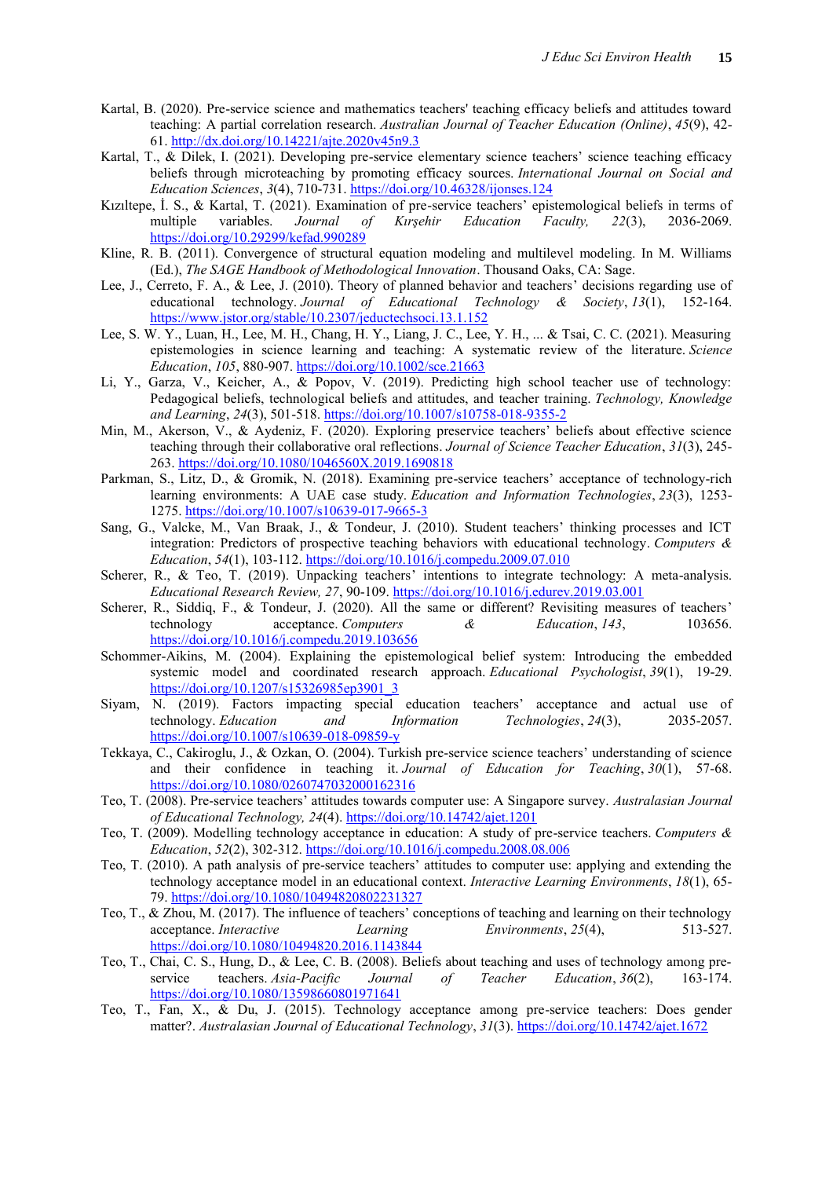Kartal, B. (2020). Pre-service science and mathematics teachers' teaching efficacy beliefs and attitudes toward teaching: A partial correlation research. *Australian Journal of Teacher Education (Online)*, *45*(9), 42-61. http://dx.doi.org/10.14221/ajte.2020v45n9.3

Kartal, T., & Dilek, I. (2021). Developing pre-service elementary science teachers' science teaching efficacy beliefs through microteaching by promoting efficacy sources. *International Journal on Social and Education Sciences*, *3*(4), 710-731. https://doi.org/10.46328/ijonses.124

Kızıltepe, İ. S., & Kartal, T. (2021). Examination of pre-service teachers' epistemological beliefs in terms of multiple variables. *Journal of Kırşehir Education Faculty, 22*(3), 2036-2069. https://doi.org/10.29299/kefad.990289

Kline, R. B. (2011). Convergence of structural equation modeling and multilevel modeling. In M. Williams (Ed.), *The SAGE Handbook of Methodological Innovation*. Thousand Oaks, CA: Sage.

Lee, J., Cerreto, F. A., & Lee, J. (2010). Theory of planned behavior and teachers' decisions regarding use of educational technology. *Journal of Educational Technology & Society*, *13*(1), 152-164. https://www.jstor.org/stable/10.2307/jeductechsoci.13.1.152

Lee, S. W. Y., Luan, H., Lee, M. H., Chang, H. Y., Liang, J. C., Lee, Y. H., ... & Tsai, C. C. (2021). Measuring epistemologies in science learning and teaching: A systematic review of the literature. *Science Education*, *105*, 880-907. https://doi.org/10.1002/sce.21663

Li, Y., Garza, V., Keicher, A., & Popov, V. (2019). Predicting high school teacher use of technology: Pedagogical beliefs, technological beliefs and attitudes, and teacher training. *Technology, Knowledge and Learning*, *24*(3), 501-518. https://doi.org/10.1007/s10758-018-9355-2

Min, M., Akerson, V., & Aydeniz, F. (2020). Exploring preservice teachers' beliefs about effective science teaching through their collaborative oral reflections. *Journal of Science Teacher Education*, *31*(3), 245-263. https://doi.org/10.1080/1046560X.2019.1690818

Parkman, S., Litz, D., & Gromik, N. (2018). Examining pre-service teachers' acceptance of technology-rich learning environments: A UAE case study. *Education and Information Technologies*, *23*(3), 1253-1275. https://doi.org/10.1007/s10639-017-9665-3

Sang, G., Valcke, M., Van Braak, J., & Tondeur, J. (2010). Student teachers' thinking processes and ICT integration: Predictors of prospective teaching behaviors with educational technology. *Computers & Education*, *54*(1), 103-112. https://doi.org/10.1016/j.compedu.2009.07.010

Scherer, R., & Teo, T. (2019). Unpacking teachers' intentions to integrate technology: A meta-analysis. *Educational Research Review, 27*, 90-109. https://doi.org/10.1016/j.edurev.2019.03.001

Scherer, R., Siddiq, F., & Tondeur, J. (2020). All the same or different? Revisiting measures of teachers' technology acceptance. *Computers & Education*, *143*, 103656. https://doi.org/10.1016/j.compedu.2019.103656

Schommer-Aikins, M. (2004). Explaining the epistemological belief system: Introducing the embedded systemic model and coordinated research approach. *Educational Psychologist*, *39*(1), 19-29. https://doi.org/10.1207/s15326985ep3901_3

Siyam, N. (2019). Factors impacting special education teachers' acceptance and actual use of technology. *Education and Information Technologies*, *24*(3), 2035-2057. https://doi.org/10.1007/s10639-018-09859-y

Tekkaya, C., Cakiroglu, J., & Ozkan, O. (2004). Turkish pre-service science teachers' understanding of science and their confidence in teaching it. *Journal of Education for Teaching*, *30*(1), 57-68. https://doi.org/10.1080/0260747032000162316

Teo, T. (2008). Pre-service teachers' attitudes towards computer use: A Singapore survey. *Australasian Journal of Educational Technology, 24*(4). https://doi.org/10.14742/ajet.1201

Teo, T. (2009). Modelling technology acceptance in education: A study of pre-service teachers. *Computers & Education*, *52*(2), 302-312. https://doi.org/10.1016/j.compedu.2008.08.006

Teo, T. (2010). A path analysis of pre-service teachers' attitudes to computer use: applying and extending the technology acceptance model in an educational context. *Interactive Learning Environments*, *18*(1), 65-79. https://doi.org/10.1080/10494820802231327

Teo, T., & Zhou, M. (2017). The influence of teachers' conceptions of teaching and learning on their technology acceptance. *Interactive Learning Environments*, *25*(4), 513-527. https://doi.org/10.1080/10494820.2016.1143844

Teo, T., Chai, C. S., Hung, D., & Lee, C. B. (2008). Beliefs about teaching and uses of technology among pre-service teachers. *Asia-Pacific Journal of Teacher Education*, *36*(2), 163-174. https://doi.org/10.1080/13598660801971641

Teo, T., Fan, X., & Du, J. (2015). Technology acceptance among pre-service teachers: Does gender matter?. *Australasian Journal of Educational Technology*, *31*(3). https://doi.org/10.14742/ajet.1672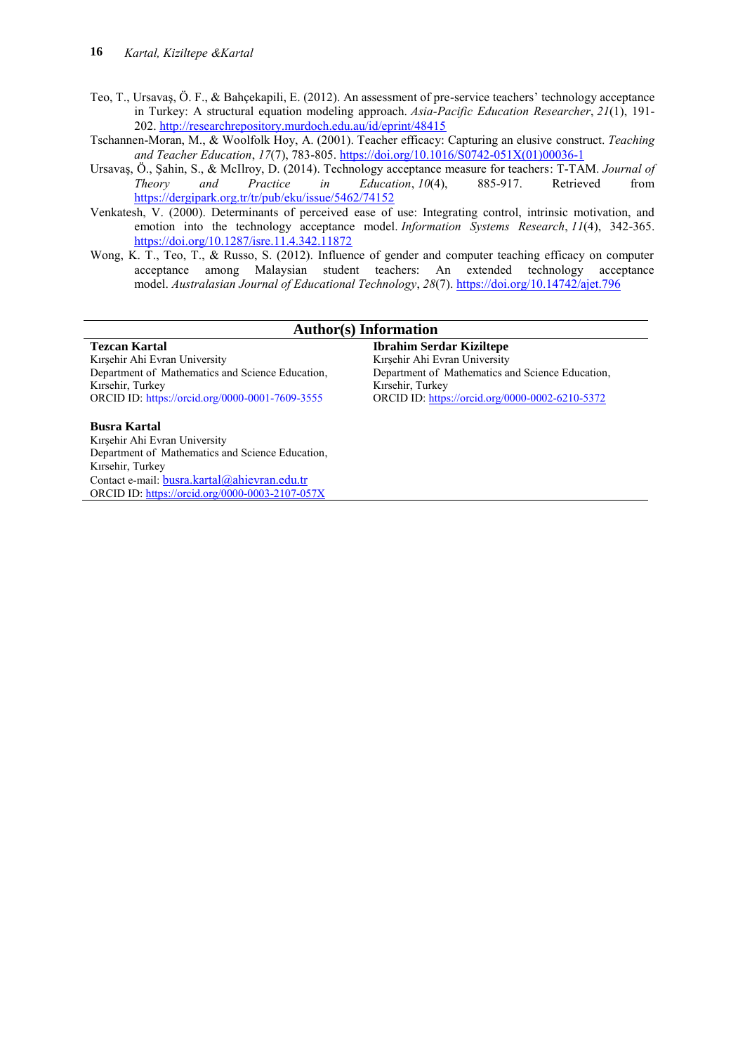Teo, T., Ursavaş, Ö. F., & Bahçekapili, E. (2012). An assessment of pre-service teachers' technology acceptance in Turkey: A structural equation modeling approach. *Asia-Pacific Education Researcher*, *21*(1), 191-202. http://researchrepository.murdoch.edu.au/id/eprint/48415

Tschannen-Moran, M., & Woolfolk Hoy, A. (2001). Teacher efficacy: Capturing an elusive construct. *Teaching and Teacher Education*, *17*(7), 783-805. https://doi.org/10.1016/S0742-051X(01)00036-1

Ursavaş, Ö., Şahin, S., & McIlroy, D. (2014). Technology acceptance measure for teachers: T-TAM. *Journal of Theory and Practice in Education*, *10*(4), 885-917. Retrieved from https://dergipark.org.tr/tr/pub/eku/issue/5462/74152

Venkatesh, V. (2000). Determinants of perceived ease of use: Integrating control, intrinsic motivation, and emotion into the technology acceptance model. *Information Systems Research*, *11*(4), 342-365. https://doi.org/10.1287/isre.11.4.342.11872

Wong, K. T., Teo, T., & Russo, S. (2012). Influence of gender and computer teaching efficacy on computer acceptance among Malaysian student teachers: An extended technology acceptance model. *Australasian Journal of Educational Technology*, *28*(7). https://doi.org/10.14742/ajet.796

## Author(s) Information

**Tezcan Kartal**
Kırşehir Ahi Evran University
Department of Mathematics and Science Education,
Kırsehir, Turkey
ORCID ID: https://orcid.org/0000-0001-7609-3555

**Ibrahim Serdar Kiziltepe**
Kırşehir Ahi Evran University
Department of Mathematics and Science Education,
Kırsehir, Turkey
ORCID ID: https://orcid.org/0000-0002-6210-5372

**Busra Kartal**
Kırşehir Ahi Evran University
Department of Mathematics and Science Education,
Kırsehir, Turkey
Contact e-mail: busra.kartal@ahievran.edu.tr
ORCID ID: https://orcid.org/0000-0003-2107-057X